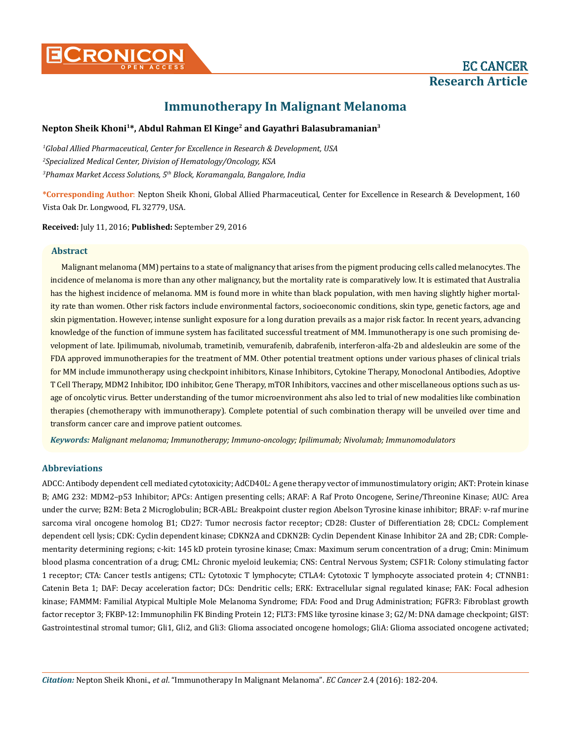# Immunotherapy In Malignant Melanoma

**Nepton Sheik Khoni[1]\*, Abdul Rahman El Kinge[2] and Gayathri Balasubramanian[3]**

*[1]Global Allied Pharmaceutical, Center for Excellence in Research & Development, USA*

*[2]Specialized Medical Center, Division of Hematology/Oncology, KSA*

*[3]Phamax Market Access Solutions, 5th Block, Koramangala, Bangalore, India*

**\*Corresponding Author**: Nepton Sheik Khoni, Global Allied Pharmaceutical, Center for Excellence in Research & Development, 160 Vista Oak Dr. Longwood, FL 32779, USA.

**Received:** July 11, 2016; **Published:** September 29, 2016

## Abstract

Malignant melanoma (MM) pertains to a state of malignancy that arises from the pigment producing cells called melanocytes. The incidence of melanoma is more than any other malignancy, but the mortality rate is comparatively low. It is estimated that Australia has the highest incidence of melanoma. MM is found more in white than black population, with men having slightly higher mortality rate than women. Other risk factors include environmental factors, socioeconomic conditions, skin type, genetic factors, age and skin pigmentation. However, intense sunlight exposure for a long duration prevails as a major risk factor. In recent years, advancing knowledge of the function of immune system has facilitated successful treatment of MM. Immunotherapy is one such promising development of late. Ipilimumab, nivolumab, trametinib, vemurafenib, dabrafenib, interferon-alfa-2b and aldesleukin are some of the FDA approved immunotherapies for the treatment of MM. Other potential treatment options under various phases of clinical trials for MM include immunotherapy using checkpoint inhibitors, Kinase Inhibitors, Cytokine Therapy, Monoclonal Antibodies, Adoptive T Cell Therapy, MDM2 Inhibitor, IDO inhibitor, Gene Therapy, mTOR Inhibitors, vaccines and other miscellaneous options such as usage of oncolytic virus. Better understanding of the tumor microenvironment ahs also led to trial of new modalities like combination therapies (chemotherapy with immunotherapy). Complete potential of such combination therapy will be unveiled over time and transform cancer care and improve patient outcomes.

***Keywords:*** *Malignant melanoma; Immunotherapy; Immuno-oncology; Ipilimumab; Nivolumab; Immunomodulators*

## Abbreviations

ADCC: Antibody dependent cell mediated cytotoxicity; AdCD40L: A gene therapy vector of immunostimulatory origin; AKT: Protein kinase B; AMG 232: MDM2–p53 Inhibitor; APCs: Antigen presenting cells; ARAF: A Raf Proto Oncogene, Serine/Threonine Kinase; AUC: Area under the curve; B2M: Beta 2 Microglobulin; BCR-ABL: Breakpoint cluster region Abelson Tyrosine kinase inhibitor; BRAF: v-raf murine sarcoma viral oncogene homolog B1; CD27: Tumor necrosis factor receptor; CD28: Cluster of Differentiation 28; CDCL: Complement dependent cell lysis; CDK: Cyclin dependent kinase; CDKN2A and CDKN2B: Cyclin Dependent Kinase Inhibitor 2A and 2B; CDR: Complementarity determining regions; c-kit: 145 kD protein tyrosine kinase; Cmax: Maximum serum concentration of a drug; Cmin: Minimum blood plasma concentration of a drug; CML: Chronic myeloid leukemia; CNS: Central Nervous System; CSF1R: Colony stimulating factor 1 receptor; CTA: Cancer testIs antigens; CTL: Cytotoxic T lymphocyte; CTLA4: Cytotoxic T lymphocyte associated protein 4; CTNNB1: Catenin Beta 1; DAF: Decay acceleration factor; DCs: Dendritic cells; ERK: Extracellular signal regulated kinase; FAK: Focal adhesion kinase; FAMMM: Familial Atypical Multiple Mole Melanoma Syndrome; FDA: Food and Drug Administration; FGFR3: Fibroblast growth factor receptor 3; FKBP-12: Immunophilin FK Binding Protein 12; FLT3: FMS like tyrosine kinase 3; G2/M: DNA damage checkpoint; GIST: Gastrointestinal stromal tumor; Gli1, Gli2, and Gli3: Glioma associated oncogene homologs; GliA: Glioma associated oncogene activated;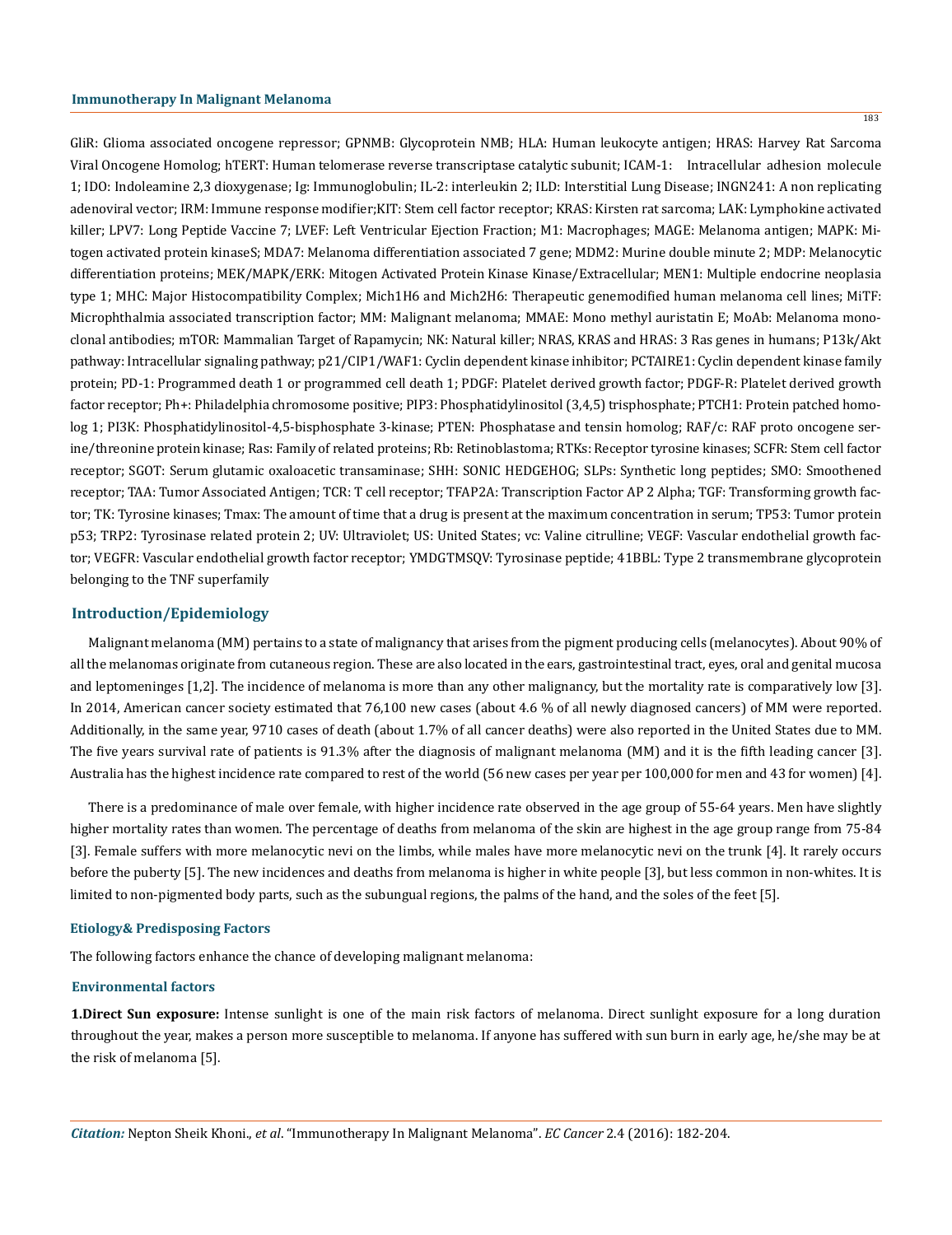GliR: Glioma associated oncogene repressor; GPNMB: Glycoprotein NMB; HLA: Human leukocyte antigen; HRAS: Harvey Rat Sarcoma Viral Oncogene Homolog; hTERT: Human telomerase reverse transcriptase catalytic subunit; ICAM-1: Intracellular adhesion molecule 1; IDO: Indoleamine 2,3 dioxygenase; Ig: Immunoglobulin; IL-2: interleukin 2; ILD: Interstitial Lung Disease; INGN241: A non replicating adenoviral vector; IRM: Immune response modifier;KIT: Stem cell factor receptor; KRAS: Kirsten rat sarcoma; LAK: Lymphokine activated killer; LPV7: Long Peptide Vaccine 7; LVEF: Left Ventricular Ejection Fraction; M1: Macrophages; MAGE: Melanoma antigen; MAPK: Mitogen activated protein kinaseS; MDA7: Melanoma differentiation associated 7 gene; MDM2: Murine double minute 2; MDP: Melanocytic differentiation proteins; MEK/MAPK/ERK: Mitogen Activated Protein Kinase Kinase/Extracellular; MEN1: Multiple endocrine neoplasia type 1; MHC: Major Histocompatibility Complex; Mich1H6 and Mich2H6: Therapeutic genemodified human melanoma cell lines; MiTF: Microphthalmia associated transcription factor; MM: Malignant melanoma; MMAE: Mono methyl auristatin E; MoAb: Melanoma monoclonal antibodies; mTOR: Mammalian Target of Rapamycin; NK: Natural killer; NRAS, KRAS and HRAS: 3 Ras genes in humans; P13k/Akt pathway: Intracellular signaling pathway; p21/CIP1/WAF1: Cyclin dependent kinase inhibitor; PCTAIRE1: Cyclin dependent kinase family protein; PD-1: Programmed death 1 or programmed cell death 1; PDGF: Platelet derived growth factor; PDGF-R: Platelet derived growth factor receptor; Ph+: Philadelphia chromosome positive; PIP3: Phosphatidylinositol (3,4,5) trisphosphate; PTCH1: Protein patched homolog 1; PI3K: Phosphatidylinositol-4,5-bisphosphate 3-kinase; PTEN: Phosphatase and tensin homolog; RAF/c: RAF proto oncogene serine/threonine protein kinase; Ras: Family of related proteins; Rb: Retinoblastoma; RTKs: Receptor tyrosine kinases; SCFR: Stem cell factor receptor; SGOT: Serum glutamic oxaloacetic transaminase; SHH: SONIC HEDGEHOG; SLPs: Synthetic long peptides; SMO: Smoothened receptor; TAA: Tumor Associated Antigen; TCR: T cell receptor; TFAP2A: Transcription Factor AP 2 Alpha; TGF: Transforming growth factor; TK: Tyrosine kinases; Tmax: The amount of time that a drug is present at the maximum concentration in serum; TP53: Tumor protein p53; TRP2: Tyrosinase related protein 2; UV: Ultraviolet; US: United States; vc: Valine citrulline; VEGF: Vascular endothelial growth factor; VEGFR: Vascular endothelial growth factor receptor; YMDGTMSQV: Tyrosinase peptide; 41BBL: Type 2 transmembrane glycoprotein belonging to the TNF superfamily

## Introduction/Epidemiology

Malignant melanoma (MM) pertains to a state of malignancy that arises from the pigment producing cells (melanocytes). About 90% of all the melanomas originate from cutaneous region. These are also located in the ears, gastrointestinal tract, eyes, oral and genital mucosa and leptomeninges [1,2]. The incidence of melanoma is more than any other malignancy, but the mortality rate is comparatively low [3]. In 2014, American cancer society estimated that 76,100 new cases (about 4.6 % of all newly diagnosed cancers) of MM were reported. Additionally, in the same year, 9710 cases of death (about 1.7% of all cancer deaths) were also reported in the United States due to MM. The five years survival rate of patients is 91.3% after the diagnosis of malignant melanoma (MM) and it is the fifth leading cancer [3]. Australia has the highest incidence rate compared to rest of the world (56 new cases per year per 100,000 for men and 43 for women) [4].

There is a predominance of male over female, with higher incidence rate observed in the age group of 55-64 years. Men have slightly higher mortality rates than women. The percentage of deaths from melanoma of the skin are highest in the age group range from 75-84 [3]. Female suffers with more melanocytic nevi on the limbs, while males have more melanocytic nevi on the trunk [4]. It rarely occurs before the puberty [5]. The new incidences and deaths from melanoma is higher in white people [3], but less common in non-whites. It is limited to non-pigmented body parts, such as the subungual regions, the palms of the hand, and the soles of the feet [5].

### Etiology& Predisposing Factors

The following factors enhance the chance of developing malignant melanoma:

### Environmental factors

**1.Direct Sun exposure:** Intense sunlight is one of the main risk factors of melanoma. Direct sunlight exposure for a long duration throughout the year, makes a person more susceptible to melanoma. If anyone has suffered with sun burn in early age, he/she may be at the risk of melanoma [5].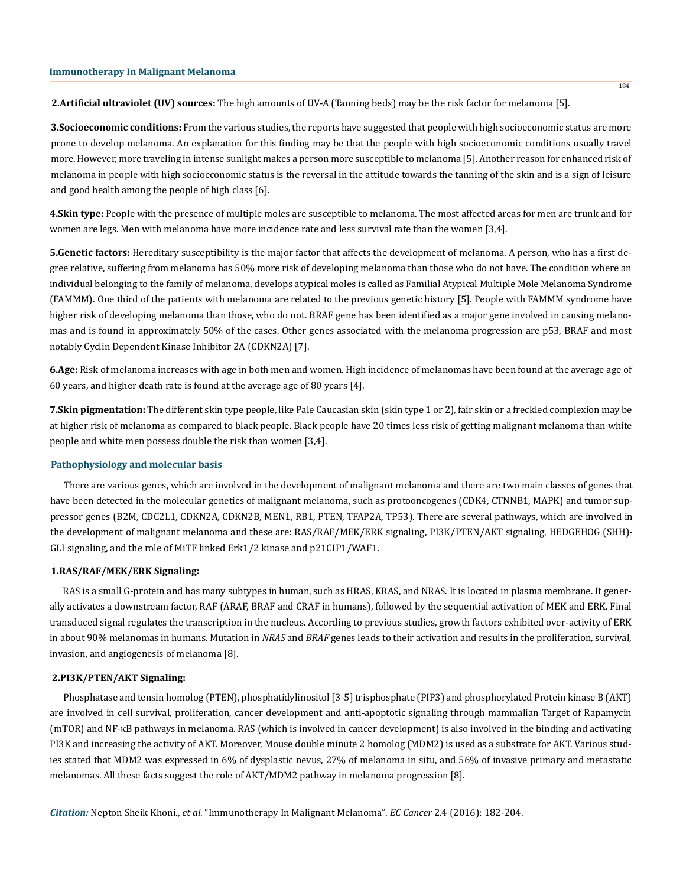**2.Artificial ultraviolet (UV) sources:** The high amounts of UV-A (Tanning beds) may be the risk factor for melanoma [5].

**3.Socioeconomic conditions:** From the various studies, the reports have suggested that people with high socioeconomic status are more prone to develop melanoma. An explanation for this finding may be that the people with high socioeconomic conditions usually travel more. However, more traveling in intense sunlight makes a person more susceptible to melanoma [5]. Another reason for enhanced risk of melanoma in people with high socioeconomic status is the reversal in the attitude towards the tanning of the skin and is a sign of leisure and good health among the people of high class [6].

**4.Skin type:** People with the presence of multiple moles are susceptible to melanoma. The most affected areas for men are trunk and for women are legs. Men with melanoma have more incidence rate and less survival rate than the women [3,4].

**5.Genetic factors:** Hereditary susceptibility is the major factor that affects the development of melanoma. A person, who has a first degree relative, suffering from melanoma has 50% more risk of developing melanoma than those who do not have. The condition where an individual belonging to the family of melanoma, develops atypical moles is called as Familial Atypical Multiple Mole Melanoma Syndrome (FAMMM). One third of the patients with melanoma are related to the previous genetic history [5]. People with FAMMM syndrome have higher risk of developing melanoma than those, who do not. BRAF gene has been identified as a major gene involved in causing melanomas and is found in approximately 50% of the cases. Other genes associated with the melanoma progression are p53, BRAF and most notably Cyclin Dependent Kinase Inhibitor 2A (CDKN2A) [7].

**6.Age:** Risk of melanoma increases with age in both men and women. High incidence of melanomas have been found at the average age of 60 years, and higher death rate is found at the average age of 80 years [4].

**7.Skin pigmentation:** The different skin type people, like Pale Caucasian skin (skin type 1 or 2), fair skin or a freckled complexion may be at higher risk of melanoma as compared to black people. Black people have 20 times less risk of getting malignant melanoma than white people and white men possess double the risk than women [3,4].

### Pathophysiology and molecular basis

There are various genes, which are involved in the development of malignant melanoma and there are two main classes of genes that have been detected in the molecular genetics of malignant melanoma, such as protooncogenes (CDK4, CTNNB1, MAPK) and tumor suppressor genes (B2M, CDC2L1, CDKN2A, CDKN2B, MEN1, RB1, PTEN, TFAP2A, TP53). There are several pathways, which are involved in the development of malignant melanoma and these are: RAS/RAF/MEK/ERK signaling, PI3K/PTEN/AKT signaling, HEDGEHOG (SHH)-GLI signaling, and the role of MiTF linked Erk1/2 kinase and p21CIP1/WAF1.

#### 1.RAS/RAF/MEK/ERK Signaling:

RAS is a small G-protein and has many subtypes in human, such as HRAS, KRAS, and NRAS. It is located in plasma membrane. It generally activates a downstream factor, RAF (ARAF, BRAF and CRAF in humans), followed by the sequential activation of MEK and ERK. Final transduced signal regulates the transcription in the nucleus. According to previous studies, growth factors exhibited over-activity of ERK in about 90% melanomas in humans. Mutation in *NRAS* and *BRAF* genes leads to their activation and results in the proliferation, survival, invasion, and angiogenesis of melanoma [8].

#### 2.PI3K/PTEN/AKT Signaling:

Phosphatase and tensin homolog (PTEN), phosphatidylinositol [3-5] trisphosphate (PIP3) and phosphorylated Protein kinase B (AKT) are involved in cell survival, proliferation, cancer development and anti-apoptotic signaling through mammalian Target of Rapamycin (mTOR) and NF-κB pathways in melanoma. RAS (which is involved in cancer development) is also involved in the binding and activating PI3K and increasing the activity of AKT. Moreover, Mouse double minute 2 homolog (MDM2) is used as a substrate for AKT. Various studies stated that MDM2 was expressed in 6% of dysplastic nevus, 27% of melanoma in situ, and 56% of invasive primary and metastatic melanomas. All these facts suggest the role of AKT/MDM2 pathway in melanoma progression [8].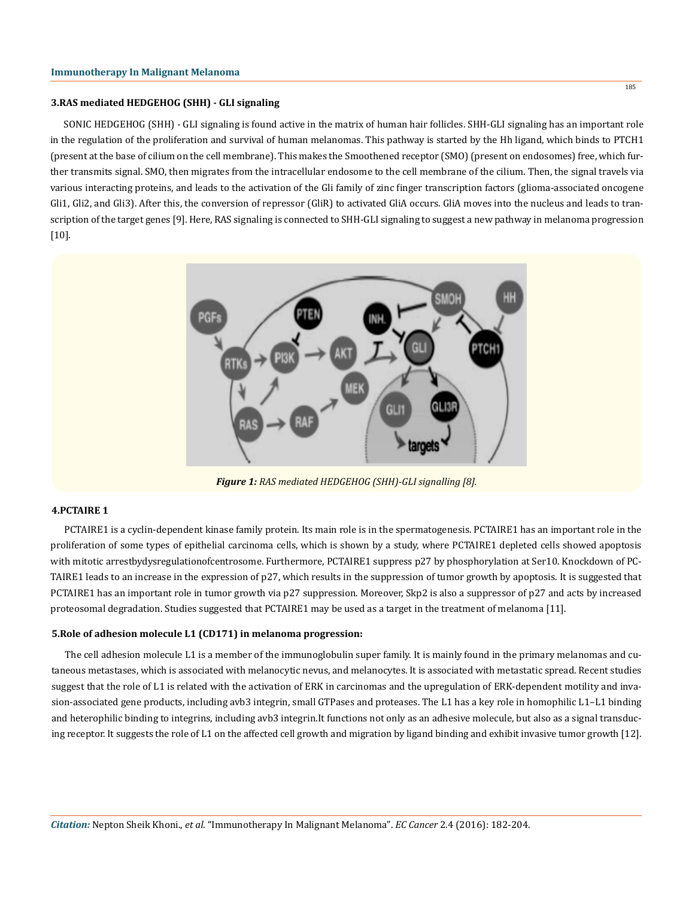### 3.RAS mediated HEDGEHOG (SHH) - GLI signaling

SONIC HEDGEHOG (SHH) - GLI signaling is found active in the matrix of human hair follicles. SHH-GLI signaling has an important role in the regulation of the proliferation and survival of human melanomas. This pathway is started by the Hh ligand, which binds to PTCH1 (present at the base of cilium on the cell membrane). This makes the Smoothened receptor (SMO) (present on endosomes) free, which further transmits signal. SMO, then migrates from the intracellular endosome to the cell membrane of the cilium. Then, the signal travels via various interacting proteins, and leads to the activation of the Gli family of zinc finger transcription factors (glioma-associated oncogene Gli1, Gli2, and Gli3). After this, the conversion of repressor (GliR) to activated GliA occurs. GliA moves into the nucleus and leads to transcription of the target genes [9]. Here, RAS signaling is connected to SHH-GLI signaling to suggest a new pathway in melanoma progression [10].

***Figure 1:*** *RAS mediated HEDGEHOG (SHH)-GLI signalling [8].*

### 4.PCTAIRE 1

PCTAIRE1 is a cyclin-dependent kinase family protein. Its main role is in the spermatogenesis. PCTAIRE1 has an important role in the proliferation of some types of epithelial carcinoma cells, which is shown by a study, where PCTAIRE1 depleted cells showed apoptosis with mitotic arrestbydysregulationofcentrosome. Furthermore, PCTAIRE1 suppress p27 by phosphorylation at Ser10. Knockdown of PCTAIRE1 leads to an increase in the expression of p27, which results in the suppression of tumor growth by apoptosis. It is suggested that PCTAIRE1 has an important role in tumor growth via p27 suppression. Moreover, Skp2 is also a suppressor of p27 and acts by increased proteosomal degradation. Studies suggested that PCTAIRE1 may be used as a target in the treatment of melanoma [11].

### 5.Role of adhesion molecule L1 (CD171) in melanoma progression:

The cell adhesion molecule L1 is a member of the immunoglobulin super family. It is mainly found in the primary melanomas and cutaneous metastases, which is associated with melanocytic nevus, and melanocytes. It is associated with metastatic spread. Recent studies suggest that the role of L1 is related with the activation of ERK in carcinomas and the upregulation of ERK-dependent motility and invasion-associated gene products, including avb3 integrin, small GTPases and proteases. The L1 has a key role in homophilic L1–L1 binding and heterophilic binding to integrins, including avb3 integrin.It functions not only as an adhesive molecule, but also as a signal transducing receptor. It suggests the role of L1 on the affected cell growth and migration by ligand binding and exhibit invasive tumor growth [12].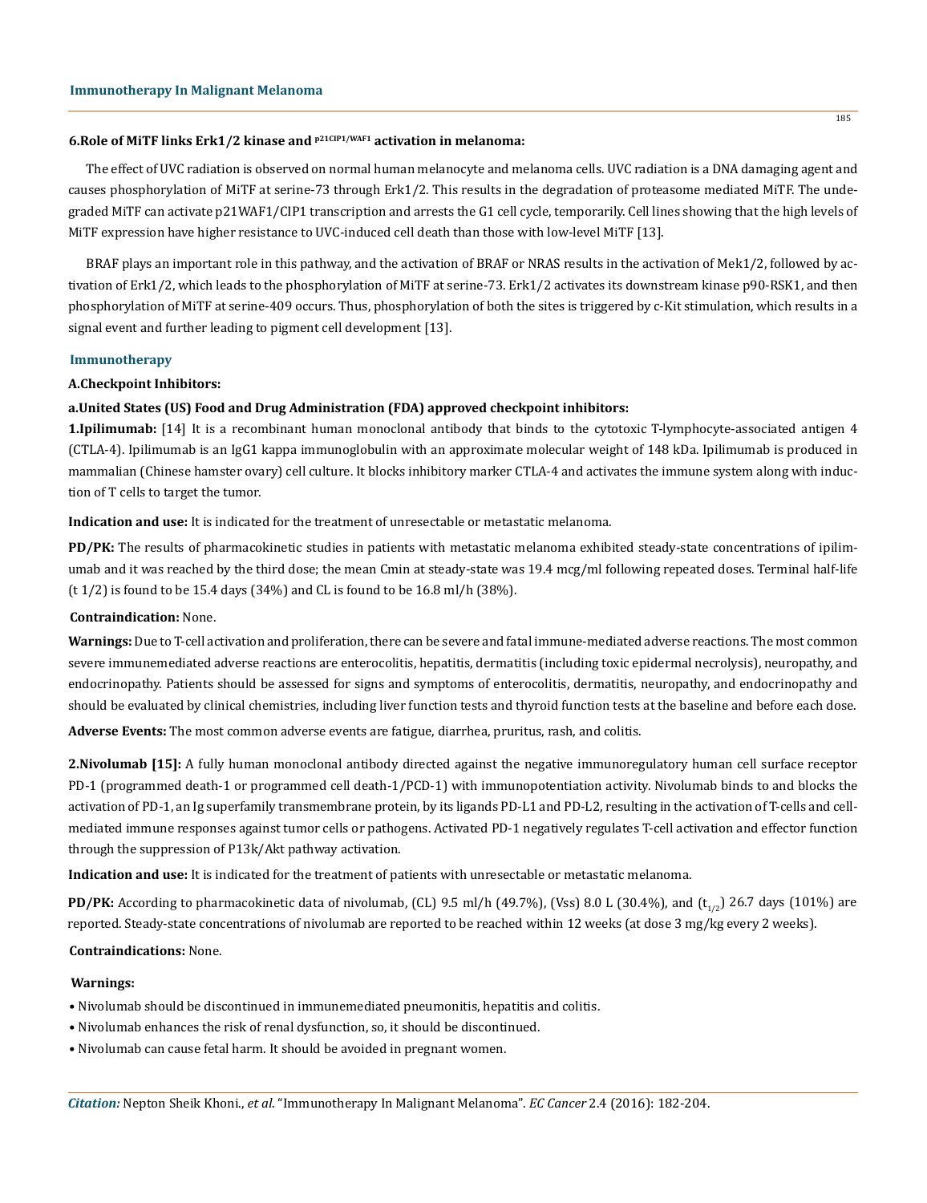#### 6.Role of MiTF links Erk1/2 kinase and $^{p21CIP1/WAF1}$ activation in melanoma:

The effect of UVC radiation is observed on normal human melanocyte and melanoma cells. UVC radiation is a DNA damaging agent and causes phosphorylation of MiTF at serine-73 through Erk1/2. This results in the degradation of proteasome mediated MiTF. The undegraded MiTF can activate p21WAF1/CIP1 transcription and arrests the G1 cell cycle, temporarily. Cell lines showing that the high levels of MiTF expression have higher resistance to UVC-induced cell death than those with low-level MiTF [13].

BRAF plays an important role in this pathway, and the activation of BRAF or NRAS results in the activation of Mek1/2, followed by activation of Erk1/2, which leads to the phosphorylation of MiTF at serine-73. Erk1/2 activates its downstream kinase p90-RSK1, and then phosphorylation of MiTF at serine-409 occurs. Thus, phosphorylation of both the sites is triggered by c-Kit stimulation, which results in a signal event and further leading to pigment cell development [13].

## Immunotherapy

### A.Checkpoint Inhibitors:

#### a.United States (US) Food and Drug Administration (FDA) approved checkpoint inhibitors:

**1.Ipilimumab:** [14] It is a recombinant human monoclonal antibody that binds to the cytotoxic T-lymphocyte-associated antigen 4 (CTLA-4). Ipilimumab is an IgG1 kappa immunoglobulin with an approximate molecular weight of 148 kDa. Ipilimumab is produced in mammalian (Chinese hamster ovary) cell culture. It blocks inhibitory marker CTLA-4 and activates the immune system along with induction of T cells to target the tumor.

**Indication and use:** It is indicated for the treatment of unresectable or metastatic melanoma.

**PD/PK:** The results of pharmacokinetic studies in patients with metastatic melanoma exhibited steady-state concentrations of ipilimumab and it was reached by the third dose; the mean Cmin at steady-state was 19.4 mcg/ml following repeated doses. Terminal half-life (t 1/2) is found to be 15.4 days (34%) and CL is found to be 16.8 ml/h (38%).

**Contraindication:** None.

**Warnings:** Due to T-cell activation and proliferation, there can be severe and fatal immune-mediated adverse reactions. The most common severe immunemediated adverse reactions are enterocolitis, hepatitis, dermatitis (including toxic epidermal necrolysis), neuropathy, and endocrinopathy. Patients should be assessed for signs and symptoms of enterocolitis, dermatitis, neuropathy, and endocrinopathy and should be evaluated by clinical chemistries, including liver function tests and thyroid function tests at the baseline and before each dose.

**Adverse Events:** The most common adverse events are fatigue, diarrhea, pruritus, rash, and colitis.

**2.Nivolumab [15]:** A fully human monoclonal antibody directed against the negative immunoregulatory human cell surface receptor PD-1 (programmed death-1 or programmed cell death-1/PCD-1) with immunopotentiation activity. Nivolumab binds to and blocks the activation of PD-1, an Ig superfamily transmembrane protein, by its ligands PD-L1 and PD-L2, resulting in the activation of T-cells and cell-mediated immune responses against tumor cells or pathogens. Activated PD-1 negatively regulates T-cell activation and effector function through the suppression of P13k/Akt pathway activation.

**Indication and use:** It is indicated for the treatment of patients with unresectable or metastatic melanoma.

**PD/PK:** According to pharmacokinetic data of nivolumab, (CL) 9.5 ml/h (49.7%), (Vss) 8.0 L (30.4%), and ($t_{1/2}$) 26.7 days (101%) are reported. Steady-state concentrations of nivolumab are reported to be reached within 12 weeks (at dose 3 mg/kg every 2 weeks).

**Contraindications:** None.

**Warnings:**

- Nivolumab should be discontinued in immunemediated pneumonitis, hepatitis and colitis.
- Nivolumab enhances the risk of renal dysfunction, so, it should be discontinued.
- Nivolumab can cause fetal harm. It should be avoided in pregnant women.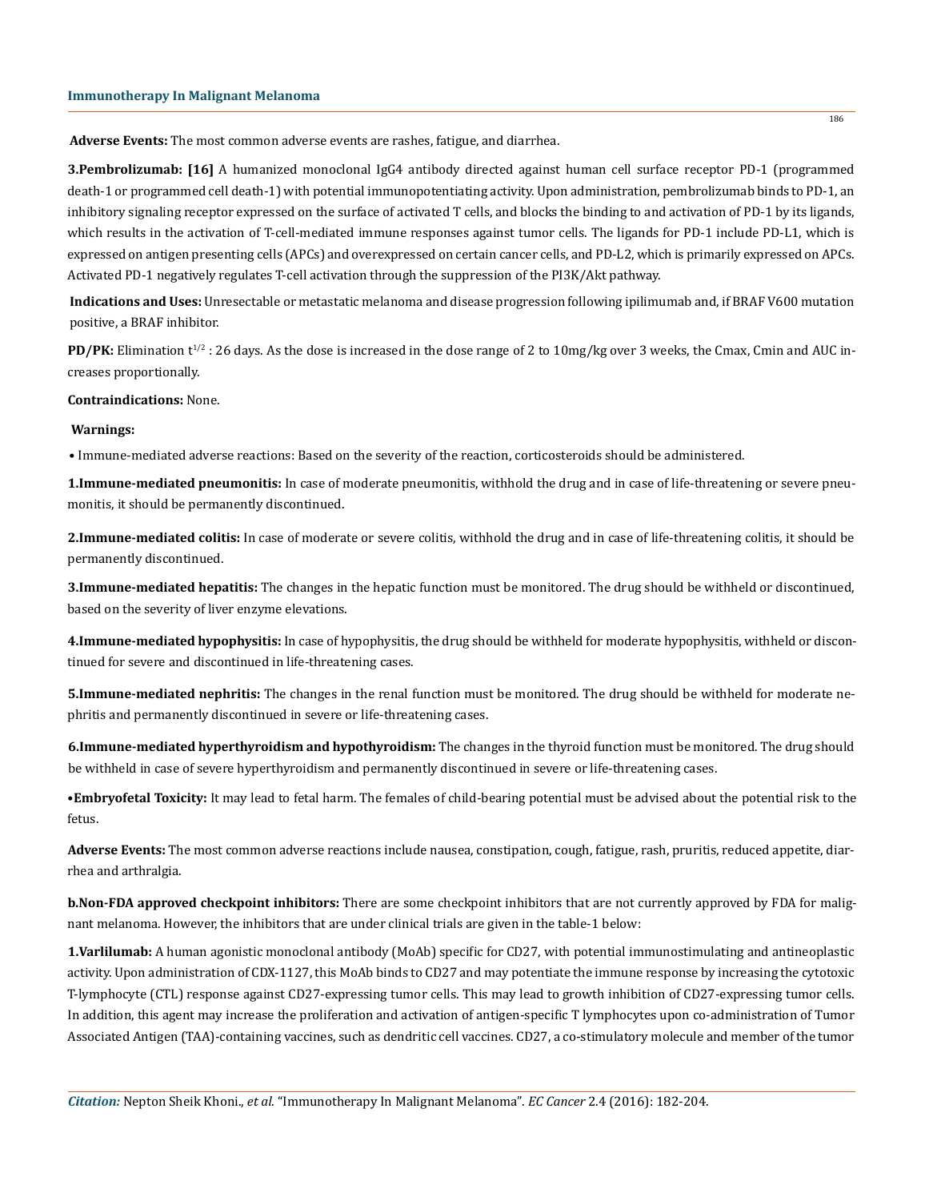**Adverse Events:** The most common adverse events are rashes, fatigue, and diarrhea.

**3.Pembrolizumab: [16]** A humanized monoclonal IgG4 antibody directed against human cell surface receptor PD-1 (programmed death-1 or programmed cell death-1) with potential immunopotentiating activity. Upon administration, pembrolizumab binds to PD-1, an inhibitory signaling receptor expressed on the surface of activated T cells, and blocks the binding to and activation of PD-1 by its ligands, which results in the activation of T-cell-mediated immune responses against tumor cells. The ligands for PD-1 include PD-L1, which is expressed on antigen presenting cells (APCs) and overexpressed on certain cancer cells, and PD-L2, which is primarily expressed on APCs. Activated PD-1 negatively regulates T-cell activation through the suppression of the PI3K/Akt pathway.

**Indications and Uses:** Unresectable or metastatic melanoma and disease progression following ipilimumab and, if BRAF V600 mutation positive, a BRAF inhibitor.

**PD/PK:** Elimination $t^{1/2}$ : 26 days. As the dose is increased in the dose range of 2 to 10mg/kg over 3 weeks, the Cmax, Cmin and AUC increases proportionally.

**Contraindications:** None.

**Warnings:**

• Immune-mediated adverse reactions: Based on the severity of the reaction, corticosteroids should be administered.

**1.Immune-mediated pneumonitis:** In case of moderate pneumonitis, withhold the drug and in case of life-threatening or severe pneumonitis, it should be permanently discontinued.

**2.Immune-mediated colitis:** In case of moderate or severe colitis, withhold the drug and in case of life-threatening colitis, it should be permanently discontinued.

**3.Immune-mediated hepatitis:** The changes in the hepatic function must be monitored. The drug should be withheld or discontinued, based on the severity of liver enzyme elevations.

**4.Immune-mediated hypophysitis:** In case of hypophysitis, the drug should be withheld for moderate hypophysitis, withheld or discontinued for severe and discontinued in life-threatening cases.

**5.Immune-mediated nephritis:** The changes in the renal function must be monitored. The drug should be withheld for moderate nephritis and permanently discontinued in severe or life-threatening cases.

**6.Immune-mediated hyperthyroidism and hypothyroidism:** The changes in the thyroid function must be monitored. The drug should be withheld in case of severe hyperthyroidism and permanently discontinued in severe or life-threatening cases.

•**Embryofetal Toxicity:** It may lead to fetal harm. The females of child-bearing potential must be advised about the potential risk to the fetus.

**Adverse Events:** The most common adverse reactions include nausea, constipation, cough, fatigue, rash, pruritis, reduced appetite, diarrhea and arthralgia.

**b.Non-FDA approved checkpoint inhibitors:** There are some checkpoint inhibitors that are not currently approved by FDA for malignant melanoma. However, the inhibitors that are under clinical trials are given in the table-1 below:

**1.Varlilumab:** A human agonistic monoclonal antibody (MoAb) specific for CD27, with potential immunostimulating and antineoplastic activity. Upon administration of CDX-1127, this MoAb binds to CD27 and may potentiate the immune response by increasing the cytotoxic T-lymphocyte (CTL) response against CD27-expressing tumor cells. This may lead to growth inhibition of CD27-expressing tumor cells. In addition, this agent may increase the proliferation and activation of antigen-specific T lymphocytes upon co-administration of Tumor Associated Antigen (TAA)-containing vaccines, such as dendritic cell vaccines. CD27, a co-stimulatory molecule and member of the tumor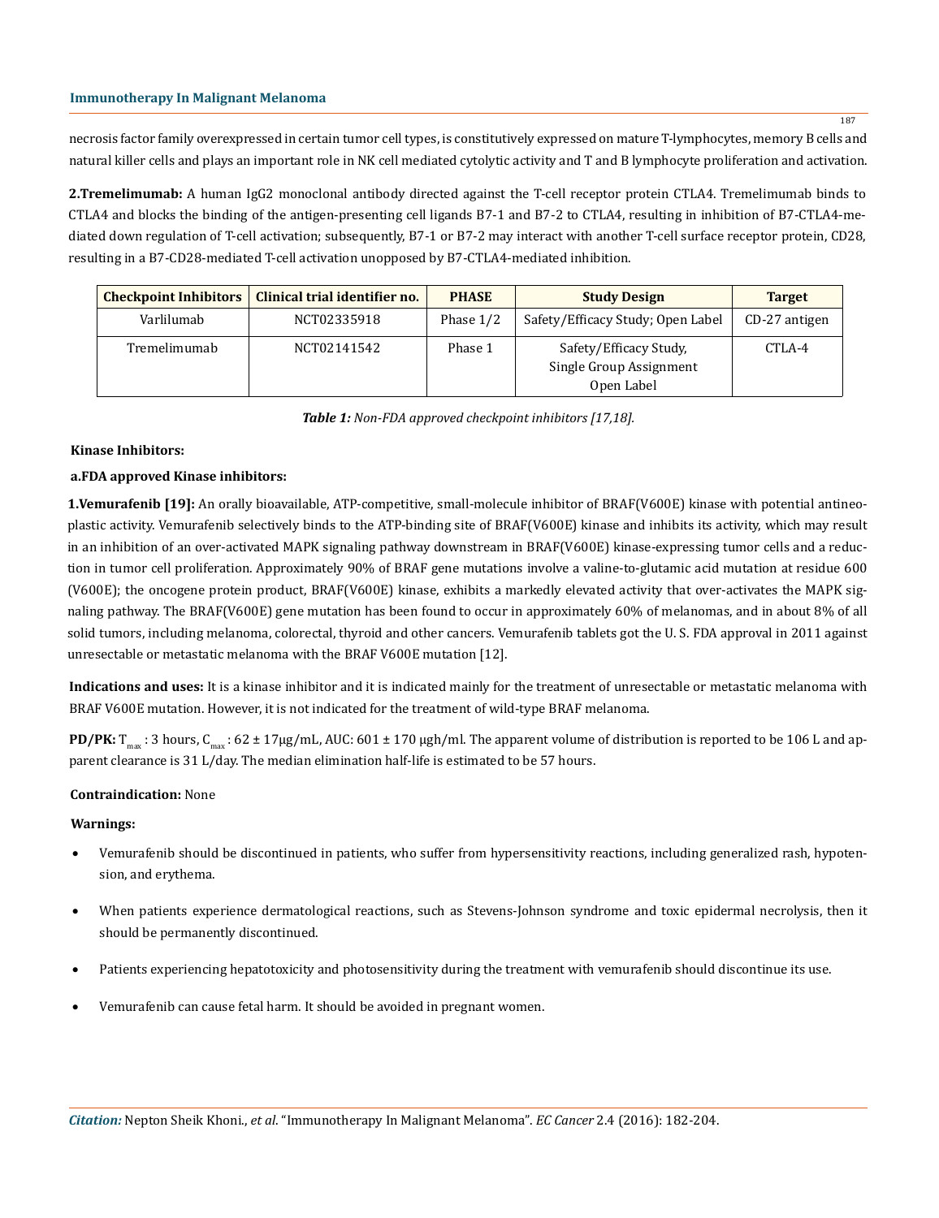necrosis factor family overexpressed in certain tumor cell types, is constitutively expressed on mature T-lymphocytes, memory B cells and natural killer cells and plays an important role in NK cell mediated cytolytic activity and T and B lymphocyte proliferation and activation.

**2.Tremelimumab:** A human IgG2 monoclonal antibody directed against the T-cell receptor protein CTLA4. Tremelimumab binds to CTLA4 and blocks the binding of the antigen-presenting cell ligands B7-1 and B7-2 to CTLA4, resulting in inhibition of B7-CTLA4-mediated down regulation of T-cell activation; subsequently, B7-1 or B7-2 may interact with another T-cell surface receptor protein, CD28, resulting in a B7-CD28-mediated T-cell activation unopposed by B7-CTLA4-mediated inhibition.

| Checkpoint Inhibitors | Clinical trial identifier no. | PHASE | Study Design | Target |
|---|---|---|---|---|
| Varlilumab | NCT02335918 | Phase 1/2 | Safety/Efficacy Study; Open Label | CD-27 antigen |
| Tremelimumab | NCT02141542 | Phase 1 | Safety/Efficacy Study, Single Group Assignment Open Label | CTLA-4 |

***Table 1:** Non-FDA approved checkpoint inhibitors [17,18].*

**Kinase Inhibitors:**

**a.FDA approved Kinase inhibitors:**

**1.Vemurafenib [19]:** An orally bioavailable, ATP-competitive, small-molecule inhibitor of BRAF(V600E) kinase with potential antineoplastic activity. Vemurafenib selectively binds to the ATP-binding site of BRAF(V600E) kinase and inhibits its activity, which may result in an inhibition of an over-activated MAPK signaling pathway downstream in BRAF(V600E) kinase-expressing tumor cells and a reduction in tumor cell proliferation. Approximately 90% of BRAF gene mutations involve a valine-to-glutamic acid mutation at residue 600 (V600E); the oncogene protein product, BRAF(V600E) kinase, exhibits a markedly elevated activity that over-activates the MAPK signaling pathway. The BRAF(V600E) gene mutation has been found to occur in approximately 60% of melanomas, and in about 8% of all solid tumors, including melanoma, colorectal, thyroid and other cancers. Vemurafenib tablets got the U. S. FDA approval in 2011 against unresectable or metastatic melanoma with the BRAF V600E mutation [12].

**Indications and uses:** It is a kinase inhibitor and it is indicated mainly for the treatment of unresectable or metastatic melanoma with BRAF V600E mutation. However, it is not indicated for the treatment of wild-type BRAF melanoma.

**PD/PK:** $T_{max}$ : 3 hours, $C_{max}$ : 62 ± 17μg/mL, AUC: 601 ± 170 μgh/ml. The apparent volume of distribution is reported to be 106 L and apparent clearance is 31 L/day. The median elimination half-life is estimated to be 57 hours.

**Contraindication:** None

**Warnings:**

- Vemurafenib should be discontinued in patients, who suffer from hypersensitivity reactions, including generalized rash, hypotension, and erythema.
- When patients experience dermatological reactions, such as Stevens-Johnson syndrome and toxic epidermal necrolysis, then it should be permanently discontinued.
- Patients experiencing hepatotoxicity and photosensitivity during the treatment with vemurafenib should discontinue its use.
- Vemurafenib can cause fetal harm. It should be avoided in pregnant women.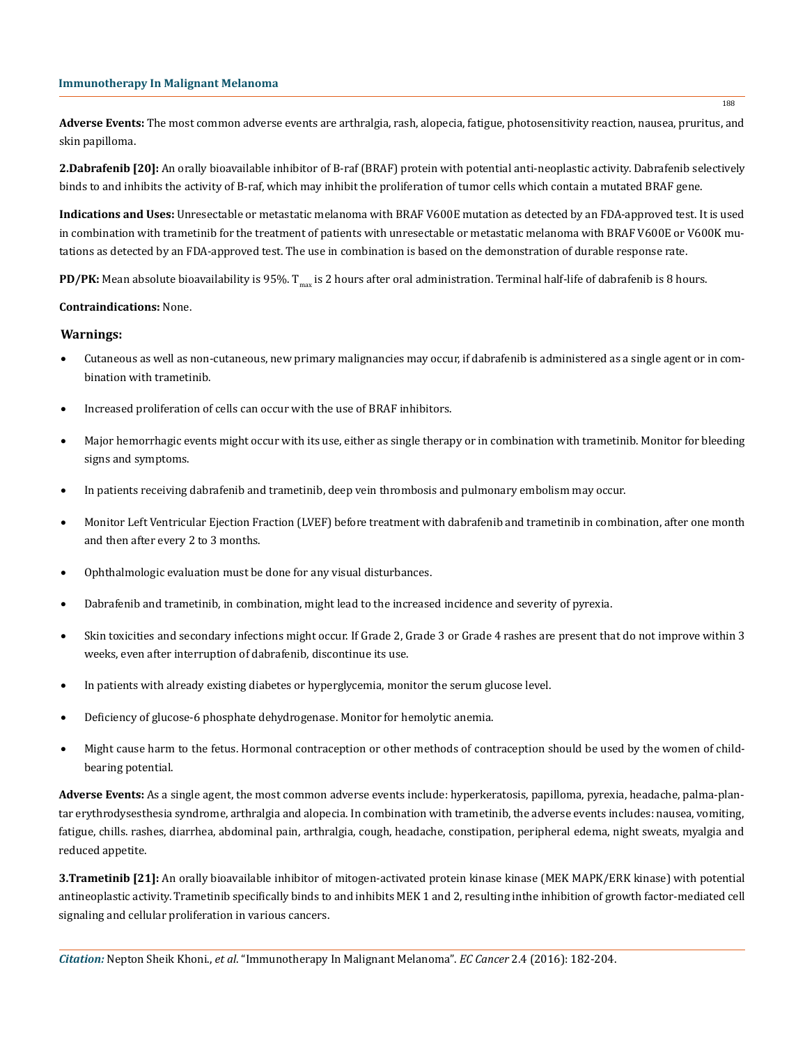**Adverse Events:** The most common adverse events are arthralgia, rash, alopecia, fatigue, photosensitivity reaction, nausea, pruritus, and skin papilloma.

**2.Dabrafenib [20]:** An orally bioavailable inhibitor of B-raf (BRAF) protein with potential anti-neoplastic activity. Dabrafenib selectively binds to and inhibits the activity of B-raf, which may inhibit the proliferation of tumor cells which contain a mutated BRAF gene.

**Indications and Uses:** Unresectable or metastatic melanoma with BRAF V600E mutation as detected by an FDA-approved test. It is used in combination with trametinib for the treatment of patients with unresectable or metastatic melanoma with BRAF V600E or V600K mutations as detected by an FDA-approved test. The use in combination is based on the demonstration of durable response rate.

**PD/PK:** Mean absolute bioavailability is 95%. $T_{max}$ is 2 hours after oral administration. Terminal half-life of dabrafenib is 8 hours.

**Contraindications:** None.

**Warnings:**

- Cutaneous as well as non-cutaneous, new primary malignancies may occur, if dabrafenib is administered as a single agent or in combination with trametinib.
- Increased proliferation of cells can occur with the use of BRAF inhibitors.
- Major hemorrhagic events might occur with its use, either as single therapy or in combination with trametinib. Monitor for bleeding signs and symptoms.
- In patients receiving dabrafenib and trametinib, deep vein thrombosis and pulmonary embolism may occur.
- Monitor Left Ventricular Ejection Fraction (LVEF) before treatment with dabrafenib and trametinib in combination, after one month and then after every 2 to 3 months.
- Ophthalmologic evaluation must be done for any visual disturbances.
- Dabrafenib and trametinib, in combination, might lead to the increased incidence and severity of pyrexia.
- Skin toxicities and secondary infections might occur. If Grade 2, Grade 3 or Grade 4 rashes are present that do not improve within 3 weeks, even after interruption of dabrafenib, discontinue its use.
- In patients with already existing diabetes or hyperglycemia, monitor the serum glucose level.
- Deficiency of glucose-6 phosphate dehydrogenase. Monitor for hemolytic anemia.
- Might cause harm to the fetus. Hormonal contraception or other methods of contraception should be used by the women of child-bearing potential.

**Adverse Events:** As a single agent, the most common adverse events include: hyperkeratosis, papilloma, pyrexia, headache, palma-plantar erythrodysesthesia syndrome, arthralgia and alopecia. In combination with trametinib, the adverse events includes: nausea, vomiting, fatigue, chills. rashes, diarrhea, abdominal pain, arthralgia, cough, headache, constipation, peripheral edema, night sweats, myalgia and reduced appetite.

**3.Trametinib [21]:** An orally bioavailable inhibitor of mitogen-activated protein kinase kinase (MEK MAPK/ERK kinase) with potential antineoplastic activity. Trametinib specifically binds to and inhibits MEK 1 and 2, resulting inthe inhibition of growth factor-mediated cell signaling and cellular proliferation in various cancers.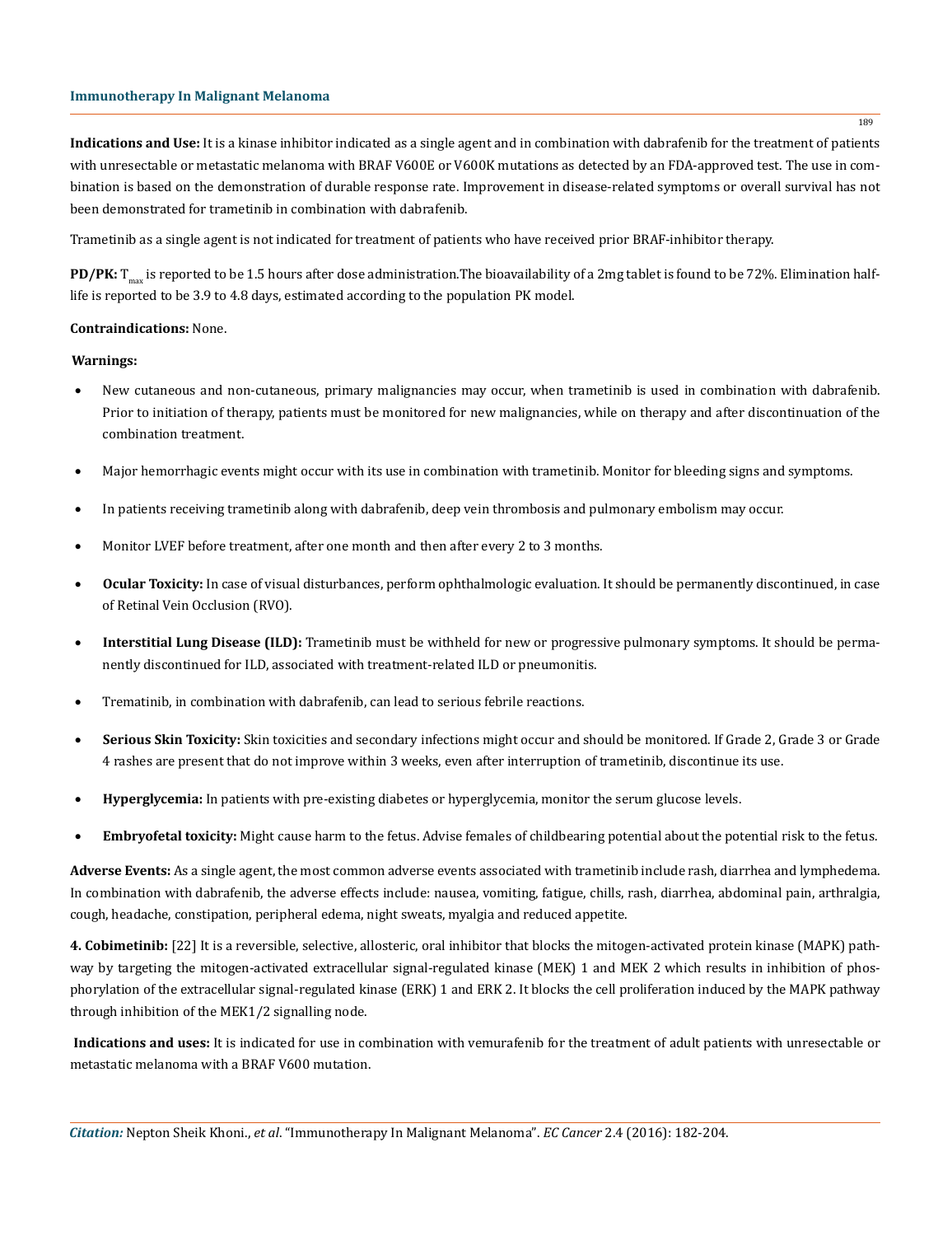**Indications and Use:** It is a kinase inhibitor indicated as a single agent and in combination with dabrafenib for the treatment of patients with unresectable or metastatic melanoma with BRAF V600E or V600K mutations as detected by an FDA-approved test. The use in combination is based on the demonstration of durable response rate. Improvement in disease-related symptoms or overall survival has not been demonstrated for trametinib in combination with dabrafenib.

Trametinib as a single agent is not indicated for treatment of patients who have received prior BRAF-inhibitor therapy.

**PD/PK:** $T_{max}$ is reported to be 1.5 hours after dose administration.The bioavailability of a 2mg tablet is found to be 72%. Elimination half-life is reported to be 3.9 to 4.8 days, estimated according to the population PK model.

**Contraindications:** None.

**Warnings:**

- New cutaneous and non-cutaneous, primary malignancies may occur, when trametinib is used in combination with dabrafenib. Prior to initiation of therapy, patients must be monitored for new malignancies, while on therapy and after discontinuation of the combination treatment.
- Major hemorrhagic events might occur with its use in combination with trametinib. Monitor for bleeding signs and symptoms.
- In patients receiving trametinib along with dabrafenib, deep vein thrombosis and pulmonary embolism may occur.
- Monitor LVEF before treatment, after one month and then after every 2 to 3 months.
- **Ocular Toxicity:** In case of visual disturbances, perform ophthalmologic evaluation. It should be permanently discontinued, in case of Retinal Vein Occlusion (RVO).
- **Interstitial Lung Disease (ILD):** Trametinib must be withheld for new or progressive pulmonary symptoms. It should be permanently discontinued for ILD, associated with treatment-related ILD or pneumonitis.
- Trematinib, in combination with dabrafenib, can lead to serious febrile reactions.
- **Serious Skin Toxicity:** Skin toxicities and secondary infections might occur and should be monitored. If Grade 2, Grade 3 or Grade 4 rashes are present that do not improve within 3 weeks, even after interruption of trametinib, discontinue its use.
- **Hyperglycemia:** In patients with pre-existing diabetes or hyperglycemia, monitor the serum glucose levels.
- **Embryofetal toxicity:** Might cause harm to the fetus. Advise females of childbearing potential about the potential risk to the fetus.

**Adverse Events:** As a single agent, the most common adverse events associated with trametinib include rash, diarrhea and lymphedema. In combination with dabrafenib, the adverse effects include: nausea, vomiting, fatigue, chills, rash, diarrhea, abdominal pain, arthralgia, cough, headache, constipation, peripheral edema, night sweats, myalgia and reduced appetite.

**4. Cobimetinib:** [22] It is a reversible, selective, allosteric, oral inhibitor that blocks the mitogen-activated protein kinase (MAPK) pathway by targeting the mitogen-activated extracellular signal-regulated kinase (MEK) 1 and MEK 2 which results in inhibition of phosphorylation of the extracellular signal-regulated kinase (ERK) 1 and ERK 2. It blocks the cell proliferation induced by the MAPK pathway through inhibition of the MEK1/2 signalling node.

**Indications and uses:** It is indicated for use in combination with vemurafenib for the treatment of adult patients with unresectable or metastatic melanoma with a BRAF V600 mutation.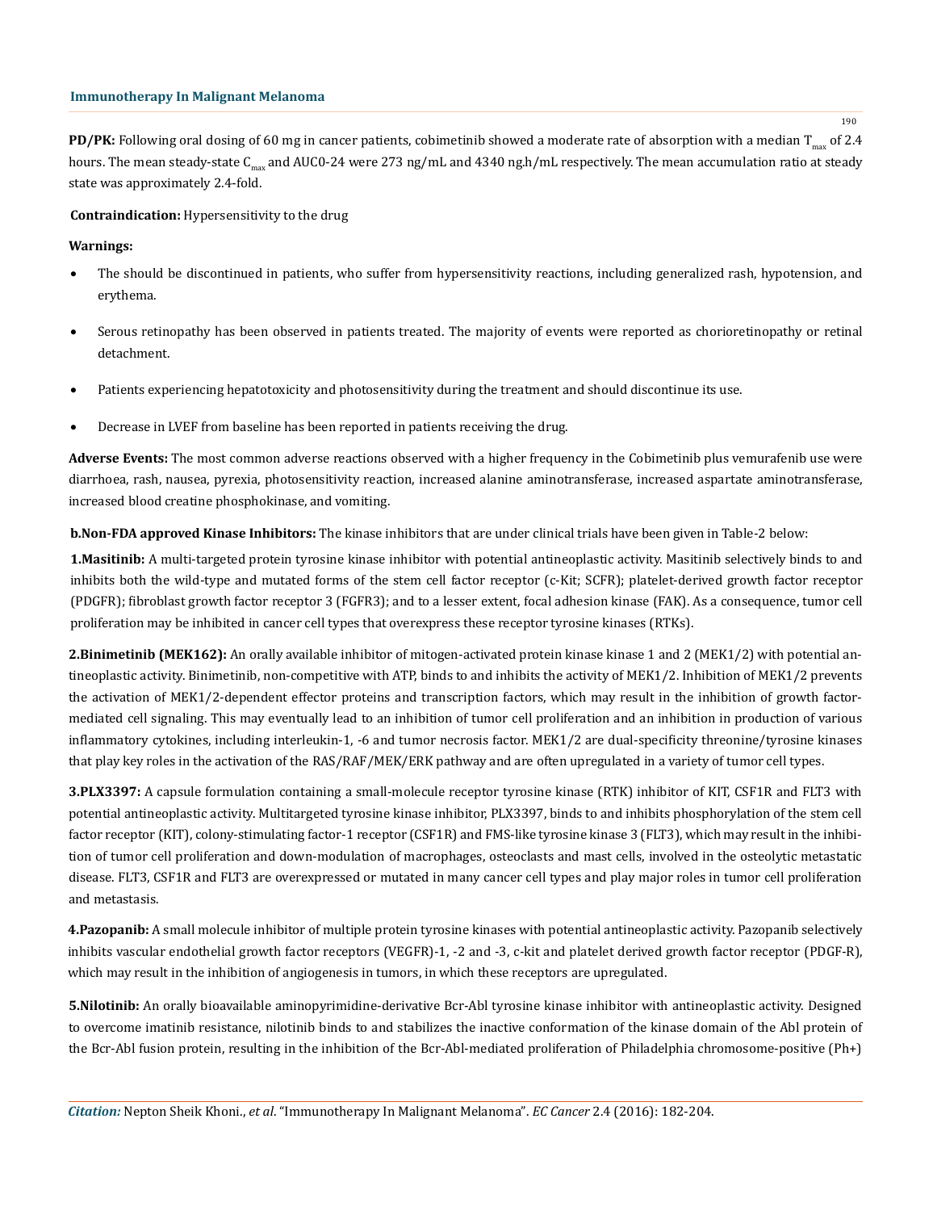**PD/PK:** Following oral dosing of 60 mg in cancer patients, cobimetinib showed a moderate rate of absorption with a median $T_{max}$ of 2.4 hours. The mean steady-state $C_{max}$ and AUC0-24 were 273 ng/mL and 4340 ng.h/mL respectively. The mean accumulation ratio at steady state was approximately 2.4-fold.

**Contraindication:** Hypersensitivity to the drug

**Warnings:**

- The should be discontinued in patients, who suffer from hypersensitivity reactions, including generalized rash, hypotension, and erythema.
- Serous retinopathy has been observed in patients treated. The majority of events were reported as chorioretinopathy or retinal detachment.
- Patients experiencing hepatotoxicity and photosensitivity during the treatment and should discontinue its use.
- Decrease in LVEF from baseline has been reported in patients receiving the drug.

**Adverse Events:** The most common adverse reactions observed with a higher frequency in the Cobimetinib plus vemurafenib use were diarrhoea, rash, nausea, pyrexia, photosensitivity reaction, increased alanine aminotransferase, increased aspartate aminotransferase, increased blood creatine phosphokinase, and vomiting.

**b.Non-FDA approved Kinase Inhibitors:** The kinase inhibitors that are under clinical trials have been given in Table-2 below:

**1.Masitinib:** A multi-targeted protein tyrosine kinase inhibitor with potential antineoplastic activity. Masitinib selectively binds to and inhibits both the wild-type and mutated forms of the stem cell factor receptor (c-Kit; SCFR); platelet-derived growth factor receptor (PDGFR); fibroblast growth factor receptor 3 (FGFR3); and to a lesser extent, focal adhesion kinase (FAK). As a consequence, tumor cell proliferation may be inhibited in cancer cell types that overexpress these receptor tyrosine kinases (RTKs).

**2.Binimetinib (MEK162):** An orally available inhibitor of mitogen-activated protein kinase kinase 1 and 2 (MEK1/2) with potential antineoplastic activity. Binimetinib, non-competitive with ATP, binds to and inhibits the activity of MEK1/2. Inhibition of MEK1/2 prevents the activation of MEK1/2-dependent effector proteins and transcription factors, which may result in the inhibition of growth factor-mediated cell signaling. This may eventually lead to an inhibition of tumor cell proliferation and an inhibition in production of various inflammatory cytokines, including interleukin-1, -6 and tumor necrosis factor. MEK1/2 are dual-specificity threonine/tyrosine kinases that play key roles in the activation of the RAS/RAF/MEK/ERK pathway and are often upregulated in a variety of tumor cell types.

**3.PLX3397:** A capsule formulation containing a small-molecule receptor tyrosine kinase (RTK) inhibitor of KIT, CSF1R and FLT3 with potential antineoplastic activity. Multitargeted tyrosine kinase inhibitor, PLX3397, binds to and inhibits phosphorylation of the stem cell factor receptor (KIT), colony-stimulating factor-1 receptor (CSF1R) and FMS-like tyrosine kinase 3 (FLT3), which may result in the inhibition of tumor cell proliferation and down-modulation of macrophages, osteoclasts and mast cells, involved in the osteolytic metastatic disease. FLT3, CSF1R and FLT3 are overexpressed or mutated in many cancer cell types and play major roles in tumor cell proliferation and metastasis.

**4.Pazopanib:** A small molecule inhibitor of multiple protein tyrosine kinases with potential antineoplastic activity. Pazopanib selectively inhibits vascular endothelial growth factor receptors (VEGFR)-1, -2 and -3, c-kit and platelet derived growth factor receptor (PDGF-R), which may result in the inhibition of angiogenesis in tumors, in which these receptors are upregulated.

**5.Nilotinib:** An orally bioavailable aminopyrimidine-derivative Bcr-Abl tyrosine kinase inhibitor with antineoplastic activity. Designed to overcome imatinib resistance, nilotinib binds to and stabilizes the inactive conformation of the kinase domain of the Abl protein of the Bcr-Abl fusion protein, resulting in the inhibition of the Bcr-Abl-mediated proliferation of Philadelphia chromosome-positive (Ph+)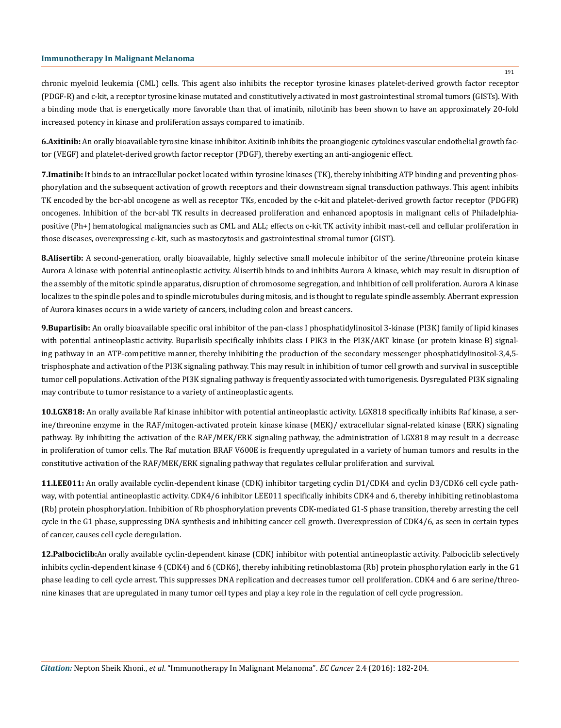chronic myeloid leukemia (CML) cells. This agent also inhibits the receptor tyrosine kinases platelet-derived growth factor receptor (PDGF-R) and c-kit, a receptor tyrosine kinase mutated and constitutively activated in most gastrointestinal stromal tumors (GISTs). With a binding mode that is energetically more favorable than that of imatinib, nilotinib has been shown to have an approximately 20-fold increased potency in kinase and proliferation assays compared to imatinib.

**6.Axitinib:** An orally bioavailable tyrosine kinase inhibitor. Axitinib inhibits the proangiogenic cytokines vascular endothelial growth factor (VEGF) and platelet-derived growth factor receptor (PDGF), thereby exerting an anti-angiogenic effect.

**7.Imatinib:** It binds to an intracellular pocket located within tyrosine kinases (TK), thereby inhibiting ATP binding and preventing phosphorylation and the subsequent activation of growth receptors and their downstream signal transduction pathways. This agent inhibits TK encoded by the bcr-abl oncogene as well as receptor TKs, encoded by the c-kit and platelet-derived growth factor receptor (PDGFR) oncogenes. Inhibition of the bcr-abl TK results in decreased proliferation and enhanced apoptosis in malignant cells of Philadelphia-positive (Ph+) hematological malignancies such as CML and ALL; effects on c-kit TK activity inhibit mast-cell and cellular proliferation in those diseases, overexpressing c-kit, such as mastocytosis and gastrointestinal stromal tumor (GIST).

**8.Alisertib:** A second-generation, orally bioavailable, highly selective small molecule inhibitor of the serine/threonine protein kinase Aurora A kinase with potential antineoplastic activity. Alisertib binds to and inhibits Aurora A kinase, which may result in disruption of the assembly of the mitotic spindle apparatus, disruption of chromosome segregation, and inhibition of cell proliferation. Aurora A kinase localizes to the spindle poles and to spindle microtubules during mitosis, and is thought to regulate spindle assembly. Aberrant expression of Aurora kinases occurs in a wide variety of cancers, including colon and breast cancers.

**9.Buparlisib:** An orally bioavailable specific oral inhibitor of the pan-class I phosphatidylinositol 3-kinase (PI3K) family of lipid kinases with potential antineoplastic activity. Buparlisib specifically inhibits class I PIK3 in the PI3K/AKT kinase (or protein kinase B) signaling pathway in an ATP-competitive manner, thereby inhibiting the production of the secondary messenger phosphatidylinositol-3,4,5-trisphosphate and activation of the PI3K signaling pathway. This may result in inhibition of tumor cell growth and survival in susceptible tumor cell populations. Activation of the PI3K signaling pathway is frequently associated with tumorigenesis. Dysregulated PI3K signaling may contribute to tumor resistance to a variety of antineoplastic agents.

**10.LGX818:** An orally available Raf kinase inhibitor with potential antineoplastic activity. LGX818 specifically inhibits Raf kinase, a serine/threonine enzyme in the RAF/mitogen-activated protein kinase kinase (MEK)/ extracellular signal-related kinase (ERK) signaling pathway. By inhibiting the activation of the RAF/MEK/ERK signaling pathway, the administration of LGX818 may result in a decrease in proliferation of tumor cells. The Raf mutation BRAF V600E is frequently upregulated in a variety of human tumors and results in the constitutive activation of the RAF/MEK/ERK signaling pathway that regulates cellular proliferation and survival.

**11.LEE011:** An orally available cyclin-dependent kinase (CDK) inhibitor targeting cyclin D1/CDK4 and cyclin D3/CDK6 cell cycle pathway, with potential antineoplastic activity. CDK4/6 inhibitor LEE011 specifically inhibits CDK4 and 6, thereby inhibiting retinoblastoma (Rb) protein phosphorylation. Inhibition of Rb phosphorylation prevents CDK-mediated G1-S phase transition, thereby arresting the cell cycle in the G1 phase, suppressing DNA synthesis and inhibiting cancer cell growth. Overexpression of CDK4/6, as seen in certain types of cancer, causes cell cycle deregulation.

**12.Palbociclib:**An orally available cyclin-dependent kinase (CDK) inhibitor with potential antineoplastic activity. Palbociclib selectively inhibits cyclin-dependent kinase 4 (CDK4) and 6 (CDK6), thereby inhibiting retinoblastoma (Rb) protein phosphorylation early in the G1 phase leading to cell cycle arrest. This suppresses DNA replication and decreases tumor cell proliferation. CDK4 and 6 are serine/threonine kinases that are upregulated in many tumor cell types and play a key role in the regulation of cell cycle progression.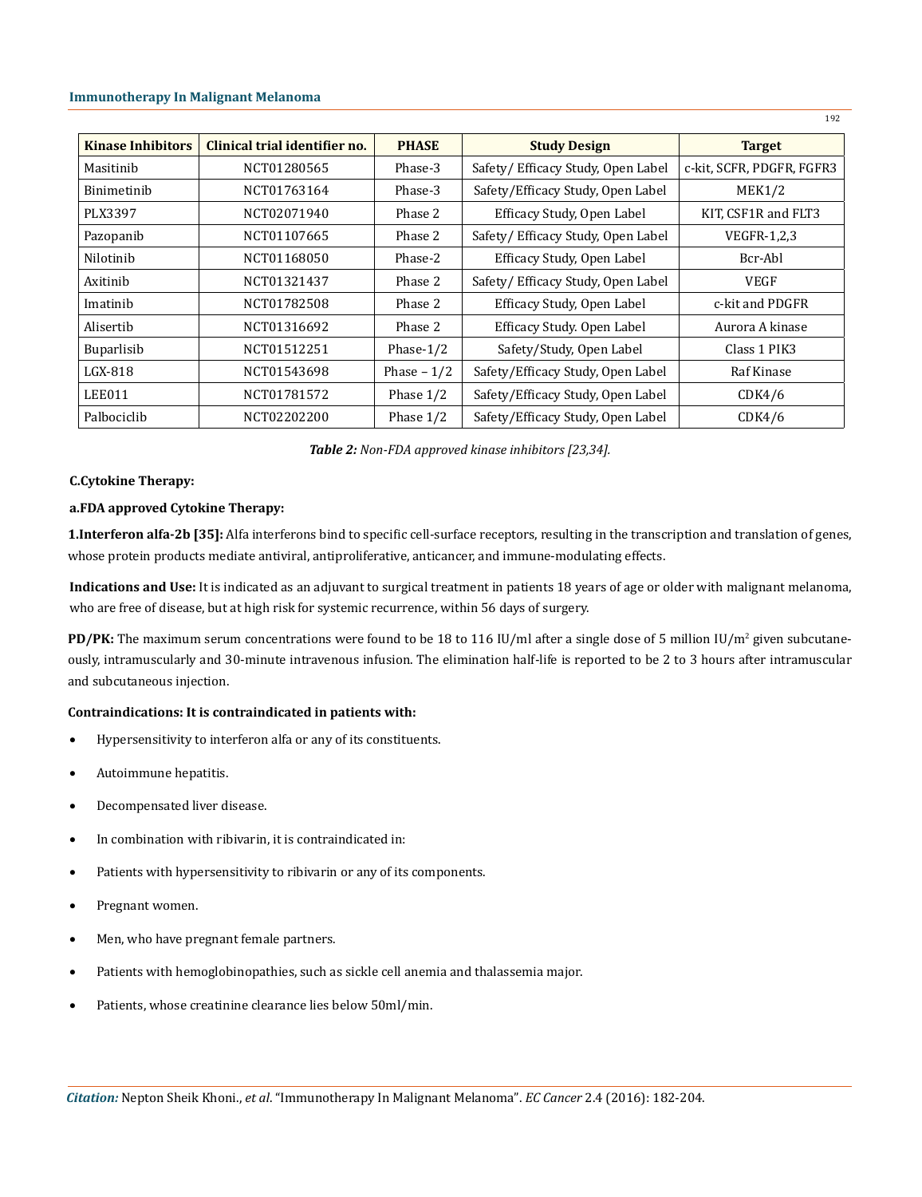| Kinase Inhibitors | Clinical trial identifier no. | PHASE | Study Design | Target |
|---|---|---|---|---|
| Masitinib | NCT01280565 | Phase-3 | Safety/ Efficacy Study, Open Label | c-kit, SCFR, PDGFR, FGFR3 |
| Binimetinib | NCT01763164 | Phase-3 | Safety/Efficacy Study, Open Label | MEK1/2 |
| PLX3397 | NCT02071940 | Phase 2 | Efficacy Study, Open Label | KIT, CSF1R and FLT3 |
| Pazopanib | NCT01107665 | Phase 2 | Safety/ Efficacy Study, Open Label | VEGFR-1,2,3 |
| Nilotinib | NCT01168050 | Phase-2 | Efficacy Study, Open Label | Bcr-Abl |
| Axitinib | NCT01321437 | Phase 2 | Safety/ Efficacy Study, Open Label | VEGF |
| Imatinib | NCT01782508 | Phase 2 | Efficacy Study, Open Label | c-kit and PDGFR |
| Alisertib | NCT01316692 | Phase 2 | Efficacy Study. Open Label | Aurora A kinase |
| Buparlisib | NCT01512251 | Phase-1/2 | Safety/Study, Open Label | Class 1 PIK3 |
| LGX-818 | NCT01543698 | Phase – 1/2 | Safety/Efficacy Study, Open Label | Raf Kinase |
| LEE011 | NCT01781572 | Phase 1/2 | Safety/Efficacy Study, Open Label | CDK4/6 |
| Palbociclib | NCT02202200 | Phase 1/2 | Safety/Efficacy Study, Open Label | CDK4/6 |

***Table 2:*** *Non-FDA approved kinase inhibitors [23,34].*

**C.Cytokine Therapy:**

**a.FDA approved Cytokine Therapy:**

**1.Interferon alfa-2b [35]:** Alfa interferons bind to specific cell-surface receptors, resulting in the transcription and translation of genes, whose protein products mediate antiviral, antiproliferative, anticancer, and immune-modulating effects.

**Indications and Use:** It is indicated as an adjuvant to surgical treatment in patients 18 years of age or older with malignant melanoma, who are free of disease, but at high risk for systemic recurrence, within 56 days of surgery.

**PD/PK:** The maximum serum concentrations were found to be 18 to 116 IU/ml after a single dose of 5 million IU/m$^2$ given subcutaneously, intramuscularly and 30-minute intravenous infusion. The elimination half-life is reported to be 2 to 3 hours after intramuscular and subcutaneous injection.

**Contraindications: It is contraindicated in patients with:**

- Hypersensitivity to interferon alfa or any of its constituents.
- Autoimmune hepatitis.
- Decompensated liver disease.
- In combination with ribivarin, it is contraindicated in:
- Patients with hypersensitivity to ribivarin or any of its components.
- Pregnant women.
- Men, who have pregnant female partners.
- Patients with hemoglobinopathies, such as sickle cell anemia and thalassemia major.
- Patients, whose creatinine clearance lies below 50ml/min.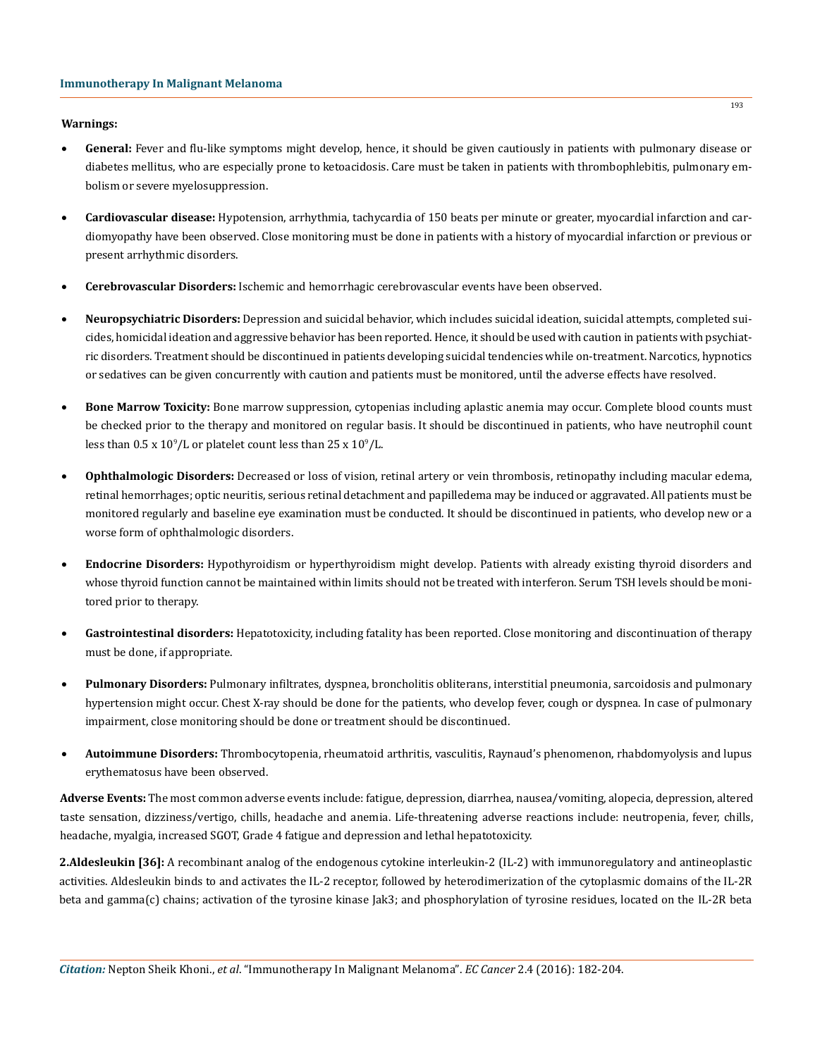**Warnings:**

- **General:** Fever and flu-like symptoms might develop, hence, it should be given cautiously in patients with pulmonary disease or diabetes mellitus, who are especially prone to ketoacidosis. Care must be taken in patients with thrombophlebitis, pulmonary embolism or severe myelosuppression.
- **Cardiovascular disease:** Hypotension, arrhythmia, tachycardia of 150 beats per minute or greater, myocardial infarction and cardiomyopathy have been observed. Close monitoring must be done in patients with a history of myocardial infarction or previous or present arrhythmic disorders.
- **Cerebrovascular Disorders:** Ischemic and hemorrhagic cerebrovascular events have been observed.
- **Neuropsychiatric Disorders:** Depression and suicidal behavior, which includes suicidal ideation, suicidal attempts, completed suicides, homicidal ideation and aggressive behavior has been reported. Hence, it should be used with caution in patients with psychiatric disorders. Treatment should be discontinued in patients developing suicidal tendencies while on-treatment. Narcotics, hypnotics or sedatives can be given concurrently with caution and patients must be monitored, until the adverse effects have resolved.
- **Bone Marrow Toxicity:** Bone marrow suppression, cytopenias including aplastic anemia may occur. Complete blood counts must be checked prior to the therapy and monitored on regular basis. It should be discontinued in patients, who have neutrophil count less than $0.5 \times 10^9$/L or platelet count less than $25 \times 10^9$/L.
- **Ophthalmologic Disorders:** Decreased or loss of vision, retinal artery or vein thrombosis, retinopathy including macular edema, retinal hemorrhages; optic neuritis, serious retinal detachment and papilledema may be induced or aggravated. All patients must be monitored regularly and baseline eye examination must be conducted. It should be discontinued in patients, who develop new or a worse form of ophthalmologic disorders.
- **Endocrine Disorders:** Hypothyroidism or hyperthyroidism might develop. Patients with already existing thyroid disorders and whose thyroid function cannot be maintained within limits should not be treated with interferon. Serum TSH levels should be monitored prior to therapy.
- **Gastrointestinal disorders:** Hepatotoxicity, including fatality has been reported. Close monitoring and discontinuation of therapy must be done, if appropriate.
- **Pulmonary Disorders:** Pulmonary infiltrates, dyspnea, broncholitis obliterans, interstitial pneumonia, sarcoidosis and pulmonary hypertension might occur. Chest X-ray should be done for the patients, who develop fever, cough or dyspnea. In case of pulmonary impairment, close monitoring should be done or treatment should be discontinued.
- **Autoimmune Disorders:** Thrombocytopenia, rheumatoid arthritis, vasculitis, Raynaud's phenomenon, rhabdomyolysis and lupus erythematosus have been observed.

**Adverse Events:** The most common adverse events include: fatigue, depression, diarrhea, nausea/vomiting, alopecia, depression, altered taste sensation, dizziness/vertigo, chills, headache and anemia. Life-threatening adverse reactions include: neutropenia, fever, chills, headache, myalgia, increased SGOT, Grade 4 fatigue and depression and lethal hepatotoxicity.

**2.Aldesleukin [36]:** A recombinant analog of the endogenous cytokine interleukin-2 (IL-2) with immunoregulatory and antineoplastic activities. Aldesleukin binds to and activates the IL-2 receptor, followed by heterodimerization of the cytoplasmic domains of the IL-2R beta and gamma(c) chains; activation of the tyrosine kinase Jak3; and phosphorylation of tyrosine residues, located on the IL-2R beta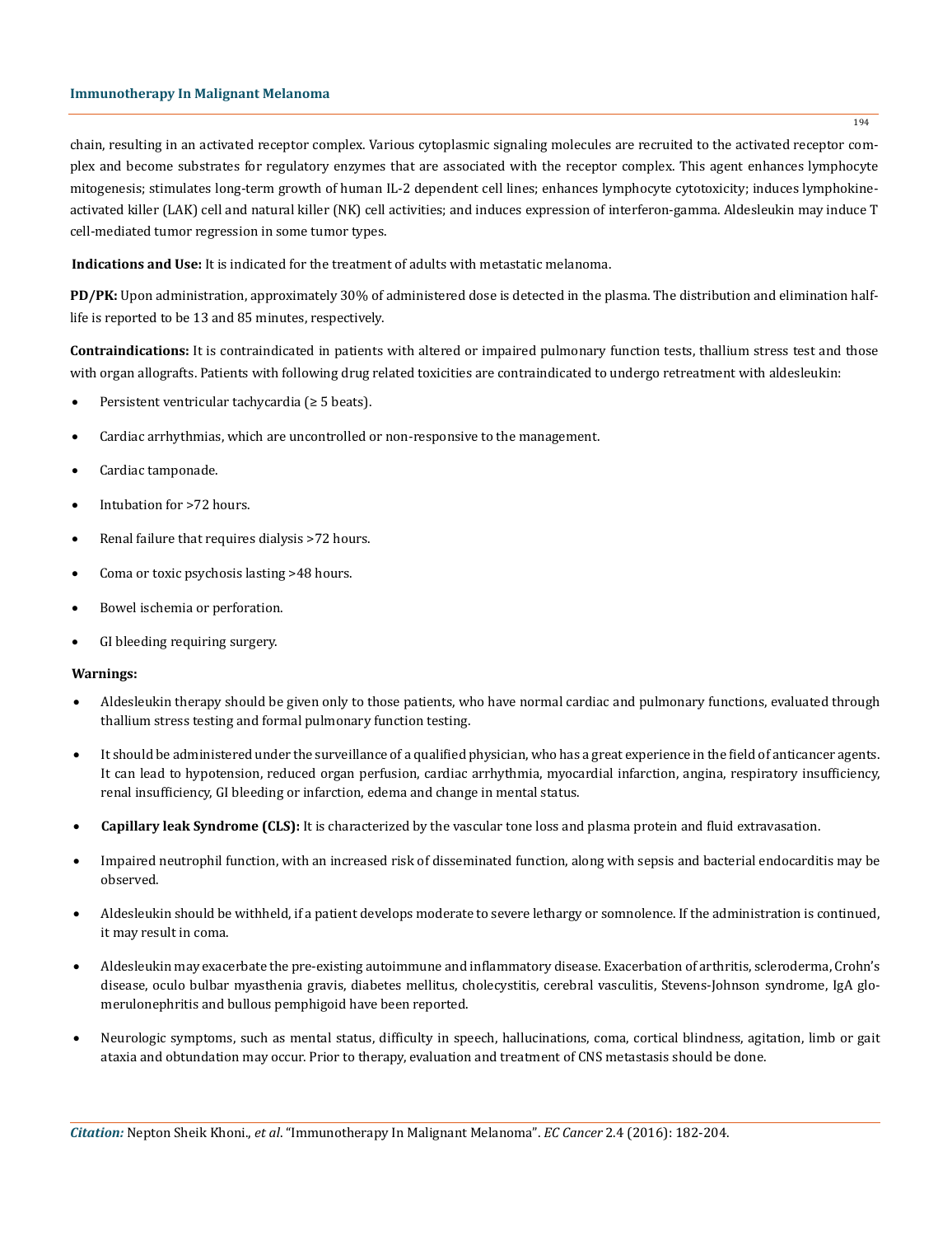chain, resulting in an activated receptor complex. Various cytoplasmic signaling molecules are recruited to the activated receptor complex and become substrates for regulatory enzymes that are associated with the receptor complex. This agent enhances lymphocyte mitogenesis; stimulates long-term growth of human IL-2 dependent cell lines; enhances lymphocyte cytotoxicity; induces lymphokine-activated killer (LAK) cell and natural killer (NK) cell activities; and induces expression of interferon-gamma. Aldesleukin may induce T cell-mediated tumor regression in some tumor types.

**Indications and Use:** It is indicated for the treatment of adults with metastatic melanoma.

**PD/PK:** Upon administration, approximately 30% of administered dose is detected in the plasma. The distribution and elimination half-life is reported to be 13 and 85 minutes, respectively.

**Contraindications:** It is contraindicated in patients with altered or impaired pulmonary function tests, thallium stress test and those with organ allografts. Patients with following drug related toxicities are contraindicated to undergo retreatment with aldesleukin:

- Persistent ventricular tachycardia (≥ 5 beats).
- Cardiac arrhythmias, which are uncontrolled or non-responsive to the management.
- Cardiac tamponade.
- Intubation for >72 hours.
- Renal failure that requires dialysis >72 hours.
- Coma or toxic psychosis lasting >48 hours.
- Bowel ischemia or perforation.
- GI bleeding requiring surgery.

**Warnings:**

- Aldesleukin therapy should be given only to those patients, who have normal cardiac and pulmonary functions, evaluated through thallium stress testing and formal pulmonary function testing.
- It should be administered under the surveillance of a qualified physician, who has a great experience in the field of anticancer agents. It can lead to hypotension, reduced organ perfusion, cardiac arrhythmia, myocardial infarction, angina, respiratory insufficiency, renal insufficiency, GI bleeding or infarction, edema and change in mental status.
- **Capillary leak Syndrome (CLS):** It is characterized by the vascular tone loss and plasma protein and fluid extravasation.
- Impaired neutrophil function, with an increased risk of disseminated function, along with sepsis and bacterial endocarditis may be observed.
- Aldesleukin should be withheld, if a patient develops moderate to severe lethargy or somnolence. If the administration is continued, it may result in coma.
- Aldesleukin may exacerbate the pre-existing autoimmune and inflammatory disease. Exacerbation of arthritis, scleroderma, Crohn's disease, oculo bulbar myasthenia gravis, diabetes mellitus, cholecystitis, cerebral vasculitis, Stevens-Johnson syndrome, IgA glomerulonephritis and bullous pemphigoid have been reported.
- Neurologic symptoms, such as mental status, difficulty in speech, hallucinations, coma, cortical blindness, agitation, limb or gait ataxia and obtundation may occur. Prior to therapy, evaluation and treatment of CNS metastasis should be done.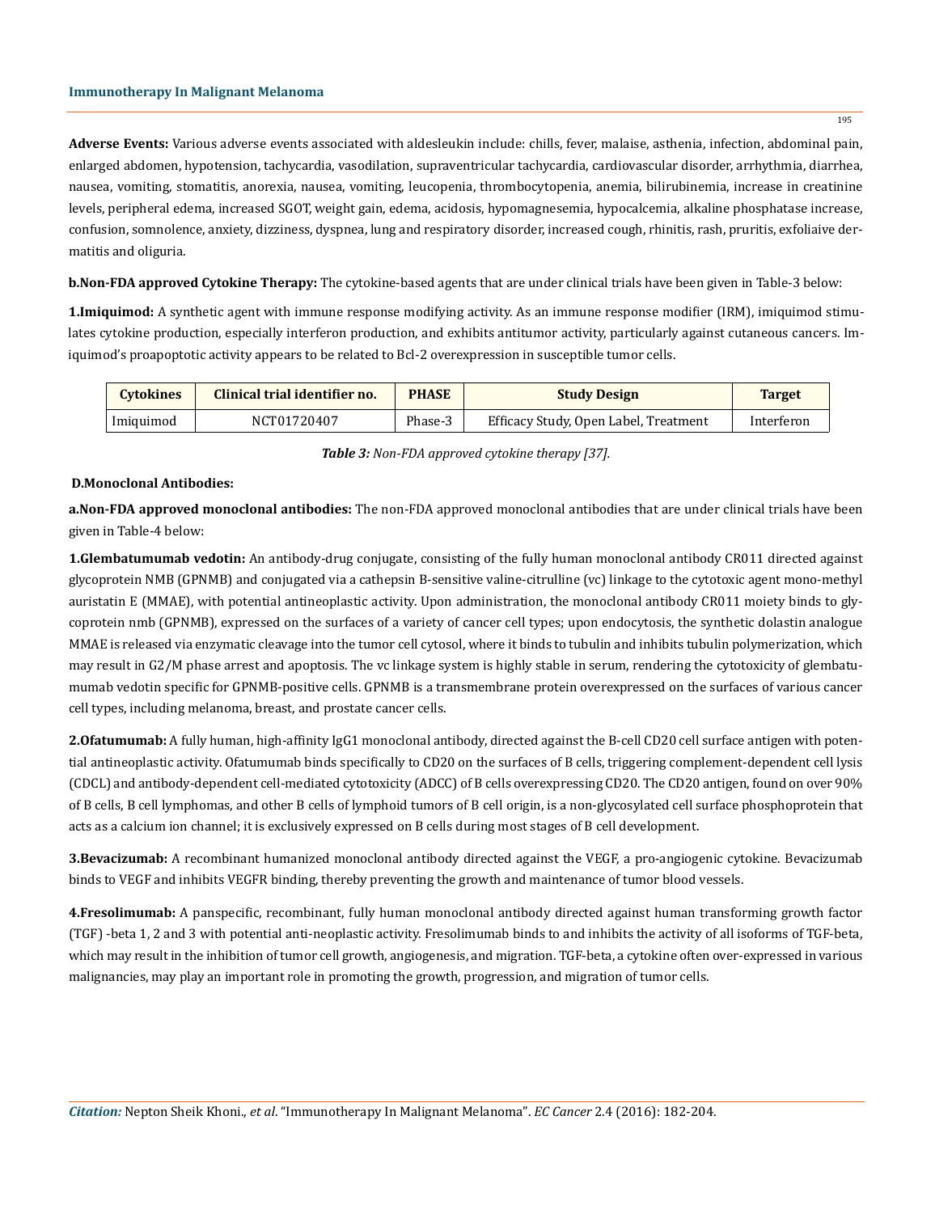**Adverse Events:** Various adverse events associated with aldesleukin include: chills, fever, malaise, asthenia, infection, abdominal pain, enlarged abdomen, hypotension, tachycardia, vasodilation, supraventricular tachycardia, cardiovascular disorder, arrhythmia, diarrhea, nausea, vomiting, stomatitis, anorexia, nausea, vomiting, leucopenia, thrombocytopenia, anemia, bilirubinemia, increase in creatinine levels, peripheral edema, increased SGOT, weight gain, edema, acidosis, hypomagnesemia, hypocalcemia, alkaline phosphatase increase, confusion, somnolence, anxiety, dizziness, dyspnea, lung and respiratory disorder, increased cough, rhinitis, rash, pruritis, exfoliaive dermatitis and oliguria.

**b.Non-FDA approved Cytokine Therapy:** The cytokine-based agents that are under clinical trials have been given in Table-3 below:

**1.Imiquimod:** A synthetic agent with immune response modifying activity. As an immune response modifier (IRM), imiquimod stimulates cytokine production, especially interferon production, and exhibits antitumor activity, particularly against cutaneous cancers. Imiquimod's proapoptotic activity appears to be related to Bcl-2 overexpression in susceptible tumor cells.

| Cytokines | Clinical trial identifier no. | PHASE | Study Design | Target |
|---|---|---|---|---|
| Imiquimod | NCT01720407 | Phase-3 | Efficacy Study, Open Label, Treatment | Interferon |

***Table 3:*** *Non-FDA approved cytokine therapy [37].*

**D.Monoclonal Antibodies:**

**a.Non-FDA approved monoclonal antibodies:** The non-FDA approved monoclonal antibodies that are under clinical trials have been given in Table-4 below:

**1.Glembatumumab vedotin:** An antibody-drug conjugate, consisting of the fully human monoclonal antibody CR011 directed against glycoprotein NMB (GPNMB) and conjugated via a cathepsin B-sensitive valine-citrulline (vc) linkage to the cytotoxic agent mono-methyl auristatin E (MMAE), with potential antineoplastic activity. Upon administration, the monoclonal antibody CR011 moiety binds to glycoprotein nmb (GPNMB), expressed on the surfaces of a variety of cancer cell types; upon endocytosis, the synthetic dolastin analogue MMAE is released via enzymatic cleavage into the tumor cell cytosol, where it binds to tubulin and inhibits tubulin polymerization, which may result in G2/M phase arrest and apoptosis. The vc linkage system is highly stable in serum, rendering the cytotoxicity of glembatumumab vedotin specific for GPNMB-positive cells. GPNMB is a transmembrane protein overexpressed on the surfaces of various cancer cell types, including melanoma, breast, and prostate cancer cells.

**2.Ofatumumab:** A fully human, high-affinity IgG1 monoclonal antibody, directed against the B-cell CD20 cell surface antigen with potential antineoplastic activity. Ofatumumab binds specifically to CD20 on the surfaces of B cells, triggering complement-dependent cell lysis (CDCL) and antibody-dependent cell-mediated cytotoxicity (ADCC) of B cells overexpressing CD20. The CD20 antigen, found on over 90% of B cells, B cell lymphomas, and other B cells of lymphoid tumors of B cell origin, is a non-glycosylated cell surface phosphoprotein that acts as a calcium ion channel; it is exclusively expressed on B cells during most stages of B cell development.

**3.Bevacizumab:** A recombinant humanized monoclonal antibody directed against the VEGF, a pro-angiogenic cytokine. Bevacizumab binds to VEGF and inhibits VEGFR binding, thereby preventing the growth and maintenance of tumor blood vessels.

**4.Fresolimumab:** A panspecific, recombinant, fully human monoclonal antibody directed against human transforming growth factor (TGF) -beta 1, 2 and 3 with potential anti-neoplastic activity. Fresolimumab binds to and inhibits the activity of all isoforms of TGF-beta, which may result in the inhibition of tumor cell growth, angiogenesis, and migration. TGF-beta, a cytokine often over-expressed in various malignancies, may play an important role in promoting the growth, progression, and migration of tumor cells.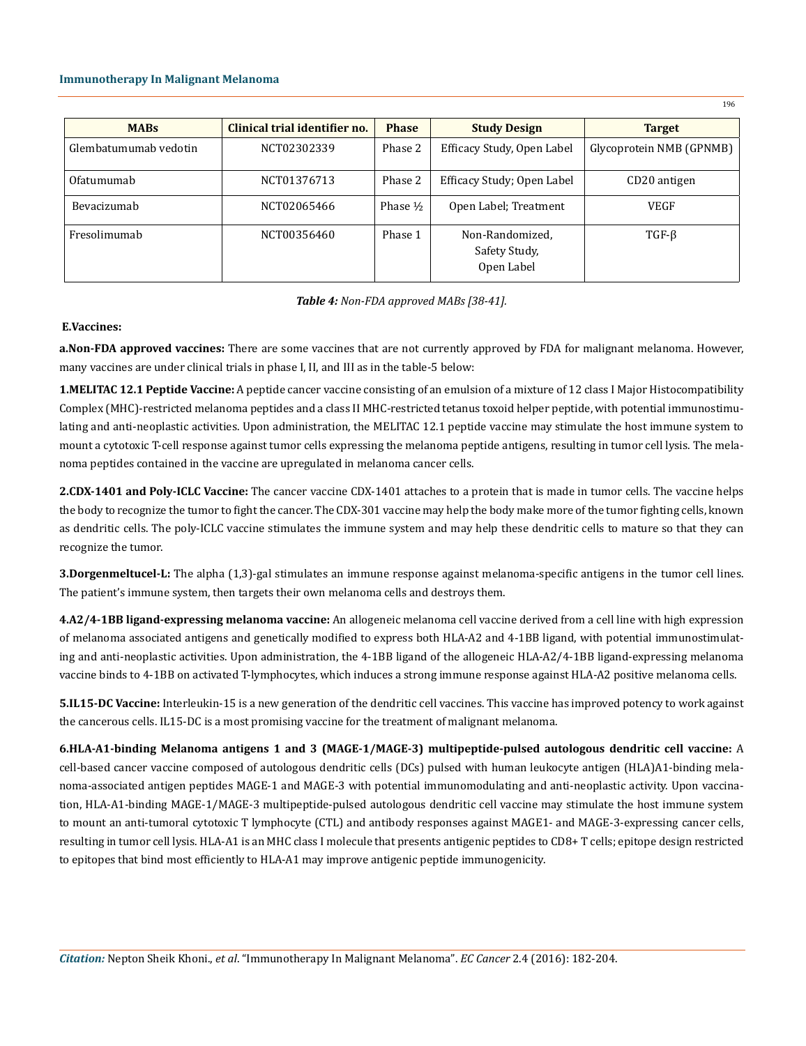| MABs | Clinical trial identifier no. | Phase | Study Design | Target |
|---|---|---|---|---|
| Glembatumumab vedotin | NCT02302339 | Phase 2 | Efficacy Study, Open Label | Glycoprotein NMB (GPNMB) |
| Ofatumumab | NCT01376713 | Phase 2 | Efficacy Study; Open Label | CD20 antigen |
| Bevacizumab | NCT02065466 | Phase ½ | Open Label; Treatment | VEGF |
| Fresolimumab | NCT00356460 | Phase 1 | Non-Randomized, Safety Study, Open Label | TGF-β |

***Table 4:*** *Non-FDA approved MABs [38-41].*

**E.Vaccines:**

**a.Non-FDA approved vaccines:** There are some vaccines that are not currently approved by FDA for malignant melanoma. However, many vaccines are under clinical trials in phase I, II, and III as in the table-5 below:

**1.MELITAC 12.1 Peptide Vaccine:** A peptide cancer vaccine consisting of an emulsion of a mixture of 12 class I Major Histocompatibility Complex (MHC)-restricted melanoma peptides and a class II MHC-restricted tetanus toxoid helper peptide, with potential immunostimulating and anti-neoplastic activities. Upon administration, the MELITAC 12.1 peptide vaccine may stimulate the host immune system to mount a cytotoxic T-cell response against tumor cells expressing the melanoma peptide antigens, resulting in tumor cell lysis. The melanoma peptides contained in the vaccine are upregulated in melanoma cancer cells.

**2.CDX-1401 and Poly-ICLC Vaccine:** The cancer vaccine CDX-1401 attaches to a protein that is made in tumor cells. The vaccine helps the body to recognize the tumor to fight the cancer. The CDX-301 vaccine may help the body make more of the tumor fighting cells, known as dendritic cells. The poly-ICLC vaccine stimulates the immune system and may help these dendritic cells to mature so that they can recognize the tumor.

**3.Dorgenmeltucel-L:** The alpha (1,3)-gal stimulates an immune response against melanoma-specific antigens in the tumor cell lines. The patient's immune system, then targets their own melanoma cells and destroys them.

**4.A2/4-1BB ligand-expressing melanoma vaccine:** An allogeneic melanoma cell vaccine derived from a cell line with high expression of melanoma associated antigens and genetically modified to express both HLA-A2 and 4-1BB ligand, with potential immunostimulating and anti-neoplastic activities. Upon administration, the 4-1BB ligand of the allogeneic HLA-A2/4-1BB ligand-expressing melanoma vaccine binds to 4-1BB on activated T-lymphocytes, which induces a strong immune response against HLA-A2 positive melanoma cells.

**5.IL15-DC Vaccine:** Interleukin-15 is a new generation of the dendritic cell vaccines. This vaccine has improved potency to work against the cancerous cells. IL15-DC is a most promising vaccine for the treatment of malignant melanoma.

**6.HLA-A1-binding Melanoma antigens 1 and 3 (MAGE-1/MAGE-3) multipeptide-pulsed autologous dendritic cell vaccine:** A cell-based cancer vaccine composed of autologous dendritic cells (DCs) pulsed with human leukocyte antigen (HLA)A1-binding melanoma-associated antigen peptides MAGE-1 and MAGE-3 with potential immunomodulating and anti-neoplastic activity. Upon vaccination, HLA-A1-binding MAGE-1/MAGE-3 multipeptide-pulsed autologous dendritic cell vaccine may stimulate the host immune system to mount an anti-tumoral cytotoxic T lymphocyte (CTL) and antibody responses against MAGE1- and MAGE-3-expressing cancer cells, resulting in tumor cell lysis. HLA-A1 is an MHC class I molecule that presents antigenic peptides to CD8+ T cells; epitope design restricted to epitopes that bind most efficiently to HLA-A1 may improve antigenic peptide immunogenicity.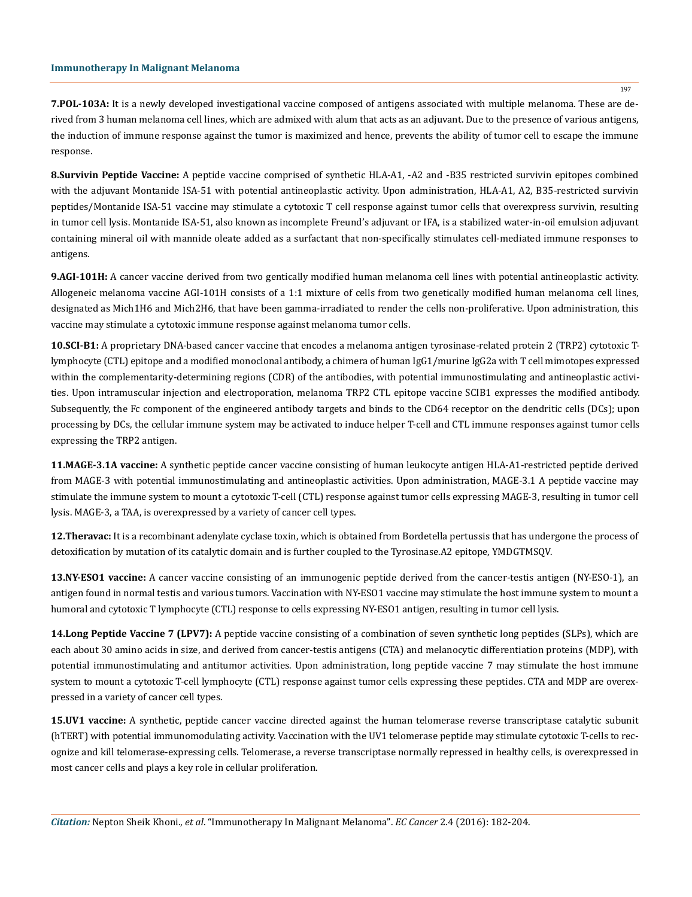**7.POL-103A:** It is a newly developed investigational vaccine composed of antigens associated with multiple melanoma. These are derived from 3 human melanoma cell lines, which are admixed with alum that acts as an adjuvant. Due to the presence of various antigens, the induction of immune response against the tumor is maximized and hence, prevents the ability of tumor cell to escape the immune response.

**8.Survivin Peptide Vaccine:** A peptide vaccine comprised of synthetic HLA-A1, -A2 and -B35 restricted survivin epitopes combined with the adjuvant Montanide ISA-51 with potential antineoplastic activity. Upon administration, HLA-A1, A2, B35-restricted survivin peptides/Montanide ISA-51 vaccine may stimulate a cytotoxic T cell response against tumor cells that overexpress survivin, resulting in tumor cell lysis. Montanide ISA-51, also known as incomplete Freund's adjuvant or IFA, is a stabilized water-in-oil emulsion adjuvant containing mineral oil with mannide oleate added as a surfactant that non-specifically stimulates cell-mediated immune responses to antigens.

**9.AGI-101H:** A cancer vaccine derived from two gentically modified human melanoma cell lines with potential antineoplastic activity. Allogeneic melanoma vaccine AGI-101H consists of a 1:1 mixture of cells from two genetically modified human melanoma cell lines, designated as Mich1H6 and Mich2H6, that have been gamma-irradiated to render the cells non-proliferative. Upon administration, this vaccine may stimulate a cytotoxic immune response against melanoma tumor cells.

**10.SCI-B1:** A proprietary DNA-based cancer vaccine that encodes a melanoma antigen tyrosinase-related protein 2 (TRP2) cytotoxic T-lymphocyte (CTL) epitope and a modified monoclonal antibody, a chimera of human IgG1/murine IgG2a with T cell mimotopes expressed within the complementarity-determining regions (CDR) of the antibodies, with potential immunostimulating and antineoplastic activities. Upon intramuscular injection and electroporation, melanoma TRP2 CTL epitope vaccine SCIB1 expresses the modified antibody. Subsequently, the Fc component of the engineered antibody targets and binds to the CD64 receptor on the dendritic cells (DCs); upon processing by DCs, the cellular immune system may be activated to induce helper T-cell and CTL immune responses against tumor cells expressing the TRP2 antigen.

**11.MAGE-3.1A vaccine:** A synthetic peptide cancer vaccine consisting of human leukocyte antigen HLA-A1-restricted peptide derived from MAGE-3 with potential immunostimulating and antineoplastic activities. Upon administration, MAGE-3.1 A peptide vaccine may stimulate the immune system to mount a cytotoxic T-cell (CTL) response against tumor cells expressing MAGE-3, resulting in tumor cell lysis. MAGE-3, a TAA, is overexpressed by a variety of cancer cell types.

**12.Theravac:** It is a recombinant adenylate cyclase toxin, which is obtained from Bordetella pertussis that has undergone the process of detoxification by mutation of its catalytic domain and is further coupled to the Tyrosinase.A2 epitope, YMDGTMSQV.

**13.NY-ESO1 vaccine:** A cancer vaccine consisting of an immunogenic peptide derived from the cancer-testis antigen (NY-ESO-1), an antigen found in normal testis and various tumors. Vaccination with NY-ESO1 vaccine may stimulate the host immune system to mount a humoral and cytotoxic T lymphocyte (CTL) response to cells expressing NY-ESO1 antigen, resulting in tumor cell lysis.

**14.Long Peptide Vaccine 7 (LPV7):** A peptide vaccine consisting of a combination of seven synthetic long peptides (SLPs), which are each about 30 amino acids in size, and derived from cancer-testis antigens (CTA) and melanocytic differentiation proteins (MDP), with potential immunostimulating and antitumor activities. Upon administration, long peptide vaccine 7 may stimulate the host immune system to mount a cytotoxic T-cell lymphocyte (CTL) response against tumor cells expressing these peptides. CTA and MDP are overexpressed in a variety of cancer cell types.

**15.UV1 vaccine:** A synthetic, peptide cancer vaccine directed against the human telomerase reverse transcriptase catalytic subunit (hTERT) with potential immunomodulating activity. Vaccination with the UV1 telomerase peptide may stimulate cytotoxic T-cells to recognize and kill telomerase-expressing cells. Telomerase, a reverse transcriptase normally repressed in healthy cells, is overexpressed in most cancer cells and plays a key role in cellular proliferation.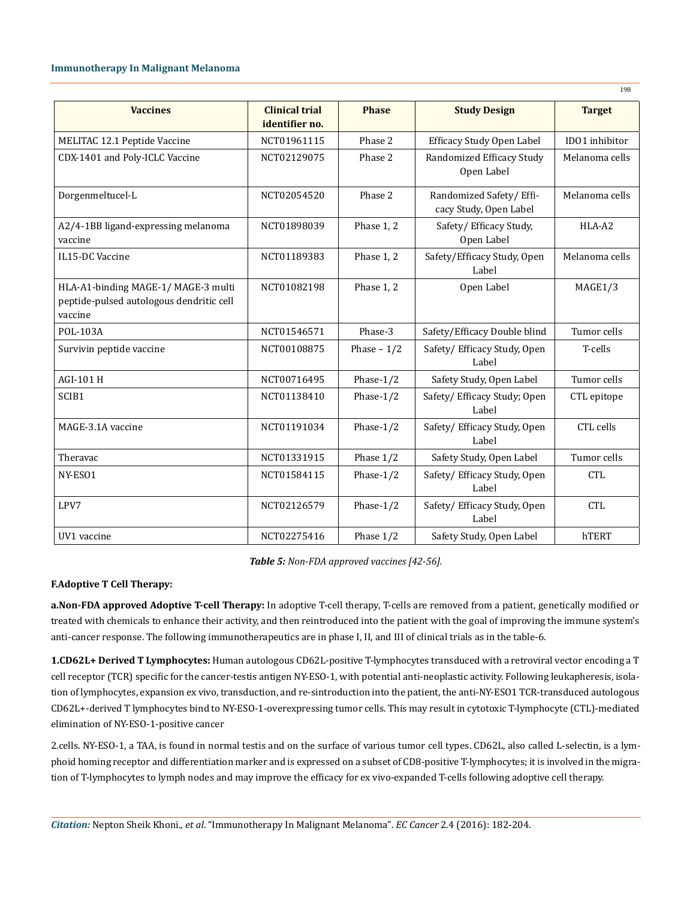| Vaccines | Clinical trial identifier no. | Phase | Study Design | Target |
|---|---|---|---|---|
| MELITAC 12.1 Peptide Vaccine | NCT01961115 | Phase 2 | Efficacy Study Open Label | IDO1 inhibitor |
| CDX-1401 and Poly-ICLC Vaccine | NCT02129075 | Phase 2 | Randomized Efficacy Study Open Label | Melanoma cells |
| Dorgenmeltucel-L | NCT02054520 | Phase 2 | Randomized Safety/ Efficacy Study, Open Label | Melanoma cells |
| A2/4-1BB ligand-expressing melanoma vaccine | NCT01898039 | Phase 1, 2 | Safety/ Efficacy Study, Open Label | HLA-A2 |
| IL15-DC Vaccine | NCT01189383 | Phase 1, 2 | Safety/Efficacy Study, Open Label | Melanoma cells |
| HLA-A1-binding MAGE-1/ MAGE-3 multi peptide-pulsed autologous dendritic cell vaccine | NCT01082198 | Phase 1, 2 | Open Label | MAGE1/3 |
| POL-103A | NCT01546571 | Phase-3 | Safety/Efficacy Double blind | Tumor cells |
| Survivin peptide vaccine | NCT00108875 | Phase – 1/2 | Safety/ Efficacy Study, Open Label | T-cells |
| AGI-101 H | NCT00716495 | Phase-1/2 | Safety Study, Open Label | Tumor cells |
| SCIB1 | NCT01138410 | Phase-1/2 | Safety/ Efficacy Study; Open Label | CTL epitope |
| MAGE-3.1A vaccine | NCT01191034 | Phase-1/2 | Safety/ Efficacy Study, Open Label | CTL cells |
| Theravac | NCT01331915 | Phase 1/2 | Safety Study, Open Label | Tumor cells |
| NY-ESO1 | NCT01584115 | Phase-1/2 | Safety/ Efficacy Study, Open Label | CTL |
| LPV7 | NCT02126579 | Phase-1/2 | Safety/ Efficacy Study, Open Label | CTL |
| UV1 vaccine | NCT02275416 | Phase 1/2 | Safety Study, Open Label | hTERT |

***Table 5:*** *Non-FDA approved vaccines [42-56].*

**F.Adoptive T Cell Therapy:**

**a.Non-FDA approved Adoptive T-cell Therapy:** In adoptive T-cell therapy, T-cells are removed from a patient, genetically modified or treated with chemicals to enhance their activity, and then reintroduced into the patient with the goal of improving the immune system's anti-cancer response. The following immunotherapeutics are in phase I, II, and III of clinical trials as in the table-6.

**1.CD62L+ Derived T Lymphocytes:** Human autologous CD62L-positive T-lymphocytes transduced with a retroviral vector encoding a T cell receptor (TCR) specific for the cancer-testis antigen NY-ESO-1, with potential anti-neoplastic activity. Following leukapheresis, isolation of lymphocytes, expansion ex vivo, transduction, and re-sintroduction into the patient, the anti-NY-ESO1 TCR-transduced autologous CD62L+-derived T lymphocytes bind to NY-ESO-1-overexpressing tumor cells. This may result in cytotoxic T-lymphocyte (CTL)-mediated elimination of NY-ESO-1-positive cancer

2.cells. NY-ESO-1, a TAA, is found in normal testis and on the surface of various tumor cell types. CD62L, also called L-selectin, is a lymphoid homing receptor and differentiation marker and is expressed on a subset of CD8-positive T-lymphocytes; it is involved in the migration of T-lymphocytes to lymph nodes and may improve the efficacy for ex vivo-expanded T-cells following adoptive cell therapy.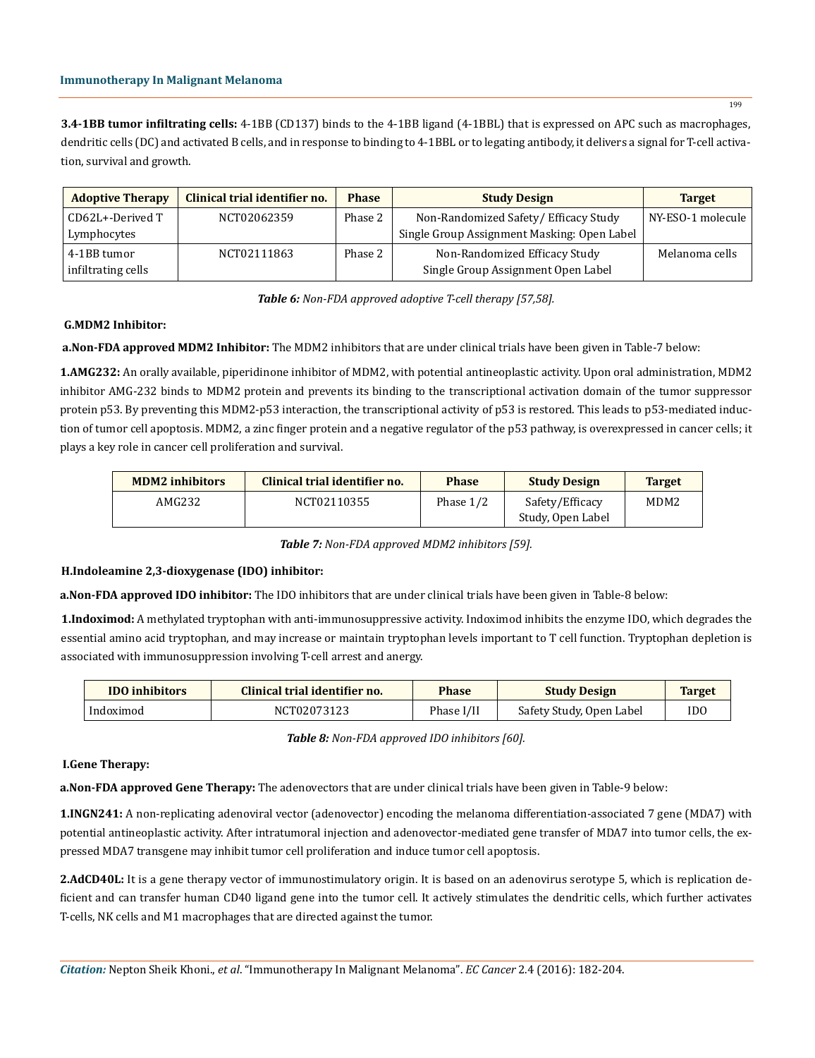**3.4-1BB tumor infiltrating cells:** 4-1BB (CD137) binds to the 4-1BB ligand (4-1BBL) that is expressed on APC such as macrophages, dendritic cells (DC) and activated B cells, and in response to binding to 4-1BBL or to legating antibody, it delivers a signal for T-cell activation, survival and growth.

| Adoptive Therapy | Clinical trial identifier no. | Phase | Study Design | Target |
|---|---|---|---|---|
| CD62L+-Derived T Lymphocytes | NCT02062359 | Phase 2 | Non-Randomized Safety/ Efficacy Study Single Group Assignment Masking: Open Label | NY-ESO-1 molecule |
| 4-1BB tumor infiltrating cells | NCT02111863 | Phase 2 | Non-Randomized Efficacy Study Single Group Assignment Open Label | Melanoma cells |

***Table 6:*** *Non-FDA approved adoptive T-cell therapy [57,58].*

**G.MDM2 Inhibitor:**

**a.Non-FDA approved MDM2 Inhibitor:** The MDM2 inhibitors that are under clinical trials have been given in Table-7 below:

**1.AMG232:** An orally available, piperidinone inhibitor of MDM2, with potential antineoplastic activity. Upon oral administration, MDM2 inhibitor AMG-232 binds to MDM2 protein and prevents its binding to the transcriptional activation domain of the tumor suppressor protein p53. By preventing this MDM2-p53 interaction, the transcriptional activity of p53 is restored. This leads to p53-mediated induction of tumor cell apoptosis. MDM2, a zinc finger protein and a negative regulator of the p53 pathway, is overexpressed in cancer cells; it plays a key role in cancer cell proliferation and survival.

| MDM2 inhibitors | Clinical trial identifier no. | Phase | Study Design | Target |
|---|---|---|---|---|
| AMG232 | NCT02110355 | Phase 1/2 | Safety/Efficacy Study, Open Label | MDM2 |

***Table 7:*** *Non-FDA approved MDM2 inhibitors [59].*

**H.Indoleamine 2,3-dioxygenase (IDO) inhibitor:**

**a.Non-FDA approved IDO inhibitor:** The IDO inhibitors that are under clinical trials have been given in Table-8 below:

**1.Indoximod:** A methylated tryptophan with anti-immunosuppressive activity. Indoximod inhibits the enzyme IDO, which degrades the essential amino acid tryptophan, and may increase or maintain tryptophan levels important to T cell function. Tryptophan depletion is associated with immunosuppression involving T-cell arrest and anergy.

| IDO inhibitors | Clinical trial identifier no. | Phase | Study Design | Target |
|---|---|---|---|---|
| Indoximod | NCT02073123 | Phase I/II | Safety Study, Open Label | IDO |

***Table 8:*** *Non-FDA approved IDO inhibitors [60].*

**I.Gene Therapy:**

**a.Non-FDA approved Gene Therapy:** The adenovectors that are under clinical trials have been given in Table-9 below:

**1.INGN241:** A non-replicating adenoviral vector (adenovector) encoding the melanoma differentiation-associated 7 gene (MDA7) with potential antineoplastic activity. After intratumoral injection and adenovector-mediated gene transfer of MDA7 into tumor cells, the expressed MDA7 transgene may inhibit tumor cell proliferation and induce tumor cell apoptosis.

**2.AdCD40L:** It is a gene therapy vector of immunostimulatory origin. It is based on an adenovirus serotype 5, which is replication deficient and can transfer human CD40 ligand gene into the tumor cell. It actively stimulates the dendritic cells, which further activates T-cells, NK cells and M1 macrophages that are directed against the tumor.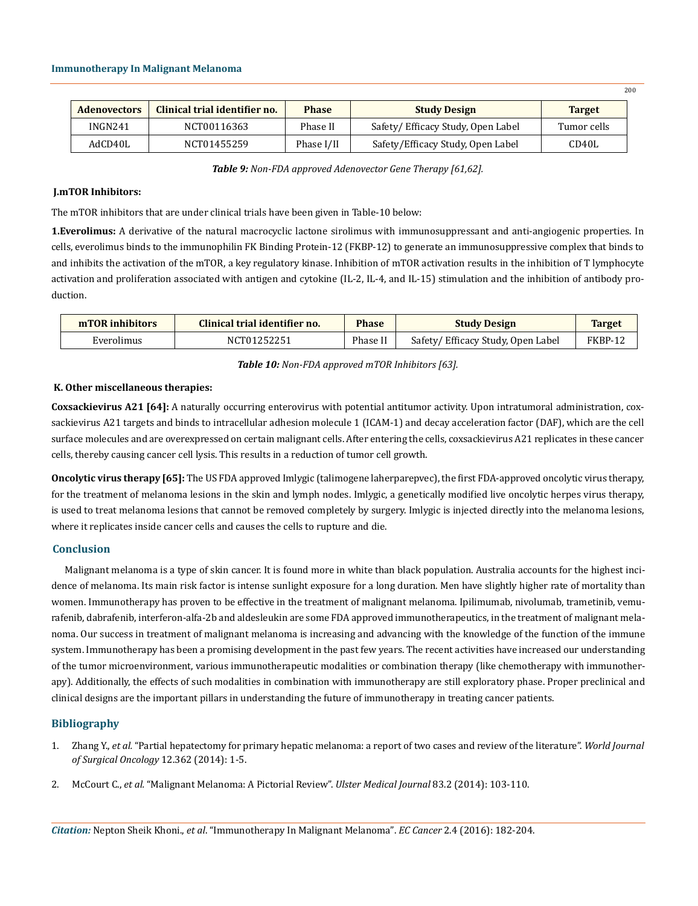| Adenovectors | Clinical trial identifier no. | Phase | Study Design | Target |
|---|---|---|---|---|
| INGN241 | NCT00116363 | Phase II | Safety/ Efficacy Study, Open Label | Tumor cells |
| AdCD40L | NCT01455259 | Phase I/II | Safety/Efficacy Study, Open Label | CD40L |

***Table 9:** Non-FDA approved Adenovector Gene Therapy [61,62].*

**J.mTOR Inhibitors:**

The mTOR inhibitors that are under clinical trials have been given in Table-10 below:

**1.Everolimus:** A derivative of the natural macrocyclic lactone sirolimus with immunosuppressant and anti-angiogenic properties. In cells, everolimus binds to the immunophilin FK Binding Protein-12 (FKBP-12) to generate an immunosuppressive complex that binds to and inhibits the activation of the mTOR, a key regulatory kinase. Inhibition of mTOR activation results in the inhibition of T lymphocyte activation and proliferation associated with antigen and cytokine (IL-2, IL-4, and IL-15) stimulation and the inhibition of antibody production.

| mTOR inhibitors | Clinical trial identifier no. | Phase | Study Design | Target |
|---|---|---|---|---|
| Everolimus | NCT01252251 | Phase II | Safety/ Efficacy Study, Open Label | FKBP-12 |

***Table 10:** Non-FDA approved mTOR Inhibitors [63].*

**K. Other miscellaneous therapies:**

**Coxsackievirus A21 [64]:** A naturally occurring enterovirus with potential antitumor activity. Upon intratumoral administration, coxsackievirus A21 targets and binds to intracellular adhesion molecule 1 (ICAM-1) and decay acceleration factor (DAF), which are the cell surface molecules and are overexpressed on certain malignant cells. After entering the cells, coxsackievirus A21 replicates in these cancer cells, thereby causing cancer cell lysis. This results in a reduction of tumor cell growth.

**Oncolytic virus therapy [65]:** The US FDA approved Imlygic (talimogene laherparepvec), the first FDA-approved oncolytic virus therapy, for the treatment of melanoma lesions in the skin and lymph nodes. Imlygic, a genetically modified live oncolytic herpes virus therapy, is used to treat melanoma lesions that cannot be removed completely by surgery. Imlygic is injected directly into the melanoma lesions, where it replicates inside cancer cells and causes the cells to rupture and die.

## Conclusion

Malignant melanoma is a type of skin cancer. It is found more in white than black population. Australia accounts for the highest incidence of melanoma. Its main risk factor is intense sunlight exposure for a long duration. Men have slightly higher rate of mortality than women. Immunotherapy has proven to be effective in the treatment of malignant melanoma. Ipilimumab, nivolumab, trametinib, vemurafenib, dabrafenib, interferon-alfa-2b and aldesleukin are some FDA approved immunotherapeutics, in the treatment of malignant melanoma. Our success in treatment of malignant melanoma is increasing and advancing with the knowledge of the function of the immune system. Immunotherapy has been a promising development in the past few years. The recent activities have increased our understanding of the tumor microenvironment, various immunotherapeutic modalities or combination therapy (like chemotherapy with immunotherapy). Additionally, the effects of such modalities in combination with immunotherapy are still exploratory phase. Proper preclinical and clinical designs are the important pillars in understanding the future of immunotherapy in treating cancer patients.

## Bibliography

1. Zhang Y., *et al.* "Partial hepatectomy for primary hepatic melanoma: a report of two cases and review of the literature". *World Journal of Surgical Oncology* 12.362 (2014): 1-5.
2. McCourt C., *et al.* "Malignant Melanoma: A Pictorial Review". *Ulster Medical Journal* 83.2 (2014): 103-110.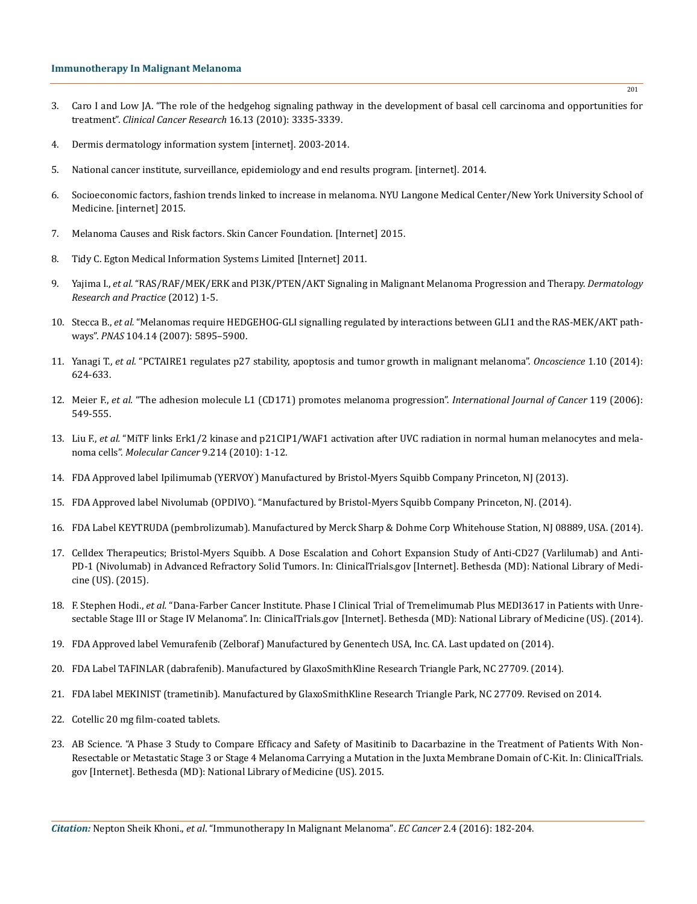3. Caro I and Low JA. "The role of the hedgehog signaling pathway in the development of basal cell carcinoma and opportunities for treatment". *Clinical Cancer Research* 16.13 (2010): 3335-3339.

4. Dermis dermatology information system [internet]. 2003-2014.

5. National cancer institute, surveillance, epidemiology and end results program. [internet]. 2014.

6. Socioeconomic factors, fashion trends linked to increase in melanoma. NYU Langone Medical Center/New York University School of Medicine. [internet] 2015.

7. Melanoma Causes and Risk factors. Skin Cancer Foundation. [Internet] 2015.

8. Tidy C. Egton Medical Information Systems Limited [Internet] 2011.

9. Yajima I., *et al.* "RAS/RAF/MEK/ERK and PI3K/PTEN/AKT Signaling in Malignant Melanoma Progression and Therapy. *Dermatology Research and Practice* (2012) 1-5.

10. Stecca B., *et al.* "Melanomas require HEDGEHOG-GLI signalling regulated by interactions between GLI1 and the RAS-MEK/AKT pathways". *PNAS* 104.14 (2007): 5895–5900.

11. Yanagi T., *et al.* "PCTAIRE1 regulates p27 stability, apoptosis and tumor growth in malignant melanoma". *Oncoscience* 1.10 (2014): 624-633.

12. Meier F., *et al.* "The adhesion molecule L1 (CD171) promotes melanoma progression". *International Journal of Cancer* 119 (2006): 549-555.

13. Liu F., *et al.* "MiTF links Erk1/2 kinase and p21CIP1/WAF1 activation after UVC radiation in normal human melanocytes and melanoma cells". *Molecular Cancer* 9.214 (2010): 1-12.

14. FDA Approved label Ipilimumab (YERVOY) Manufactured by Bristol-Myers Squibb Company Princeton, NJ (2013).

15. FDA Approved label Nivolumab (OPDIVO). "Manufactured by Bristol-Myers Squibb Company Princeton, NJ. (2014).

16. FDA Label KEYTRUDA (pembrolizumab). Manufactured by Merck Sharp & Dohme Corp Whitehouse Station, NJ 08889, USA. (2014).

17. Celldex Therapeutics; Bristol-Myers Squibb. A Dose Escalation and Cohort Expansion Study of Anti-CD27 (Varlilumab) and Anti-PD-1 (Nivolumab) in Advanced Refractory Solid Tumors. In: ClinicalTrials.gov [Internet]. Bethesda (MD): National Library of Medicine (US). (2015).

18. F. Stephen Hodi., *et al.* "Dana-Farber Cancer Institute. Phase I Clinical Trial of Tremelimumab Plus MEDI3617 in Patients with Unresectable Stage III or Stage IV Melanoma". In: ClinicalTrials.gov [Internet]. Bethesda (MD): National Library of Medicine (US). (2014).

19. FDA Approved label Vemurafenib (Zelboraf) Manufactured by Genentech USA, Inc. CA. Last updated on (2014).

20. FDA Label TAFINLAR (dabrafenib). Manufactured by GlaxoSmithKline Research Triangle Park, NC 27709. (2014).

21. FDA label MEKINIST (trametinib). Manufactured by GlaxoSmithKline Research Triangle Park, NC 27709. Revised on 2014.

22. Cotellic 20 mg film-coated tablets.

23. AB Science. "A Phase 3 Study to Compare Efficacy and Safety of Masitinib to Dacarbazine in the Treatment of Patients With Non-Resectable or Metastatic Stage 3 or Stage 4 Melanoma Carrying a Mutation in the Juxta Membrane Domain of C-Kit. In: ClinicalTrials.gov [Internet]. Bethesda (MD): National Library of Medicine (US). 2015.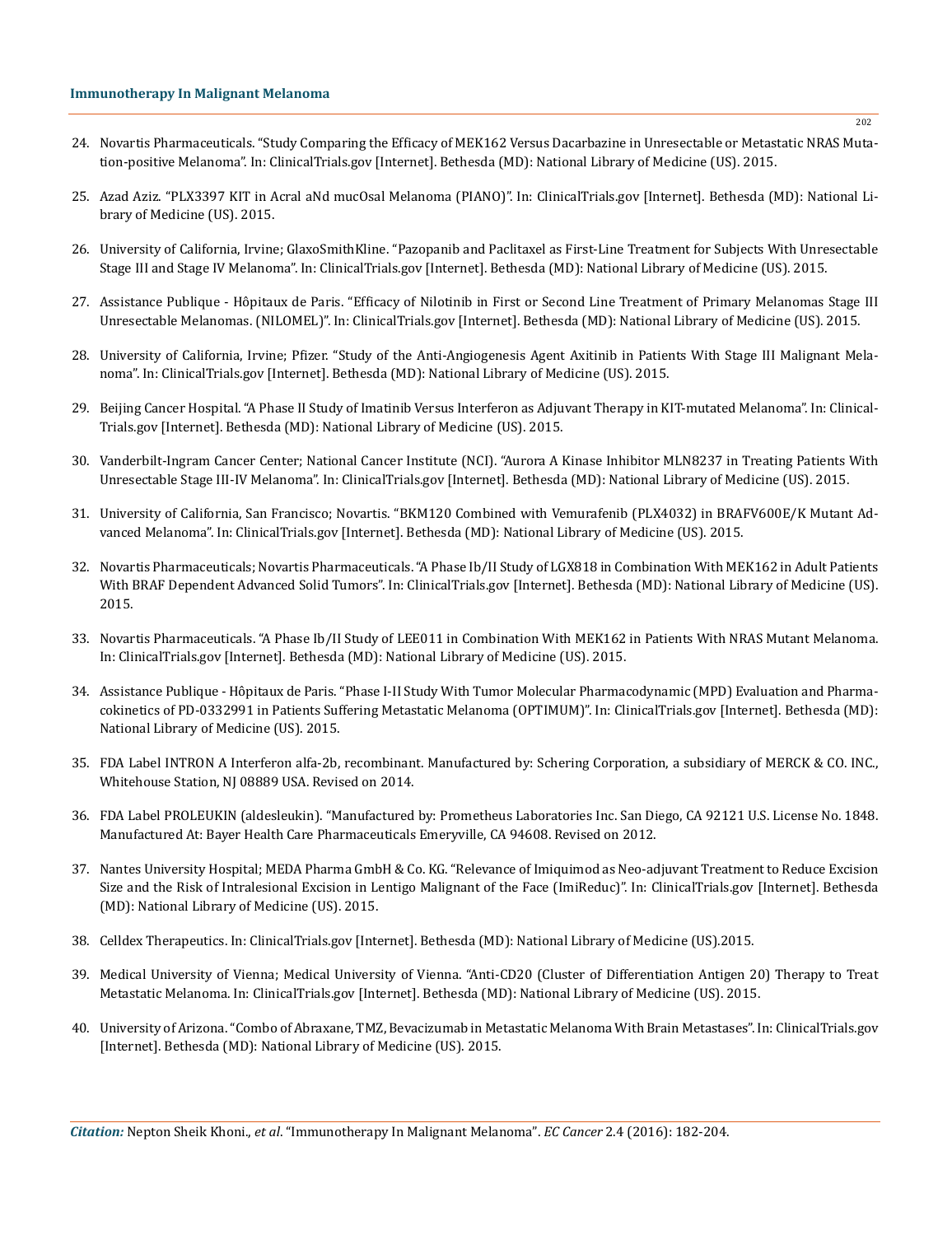24. Novartis Pharmaceuticals. "Study Comparing the Efficacy of MEK162 Versus Dacarbazine in Unresectable or Metastatic NRAS Mutation-positive Melanoma". In: ClinicalTrials.gov [Internet]. Bethesda (MD): National Library of Medicine (US). 2015.

25. Azad Aziz. "PLX3397 KIT in Acral aNd mucOsal Melanoma (PIANO)". In: ClinicalTrials.gov [Internet]. Bethesda (MD): National Library of Medicine (US). 2015.

26. University of California, Irvine; GlaxoSmithKline. "Pazopanib and Paclitaxel as First-Line Treatment for Subjects With Unresectable Stage III and Stage IV Melanoma". In: ClinicalTrials.gov [Internet]. Bethesda (MD): National Library of Medicine (US). 2015.

27. Assistance Publique - Hôpitaux de Paris. "Efficacy of Nilotinib in First or Second Line Treatment of Primary Melanomas Stage III Unresectable Melanomas. (NILOMEL)". In: ClinicalTrials.gov [Internet]. Bethesda (MD): National Library of Medicine (US). 2015.

28. University of California, Irvine; Pfizer. "Study of the Anti-Angiogenesis Agent Axitinib in Patients With Stage III Malignant Melanoma". In: ClinicalTrials.gov [Internet]. Bethesda (MD): National Library of Medicine (US). 2015.

29. Beijing Cancer Hospital. "A Phase II Study of Imatinib Versus Interferon as Adjuvant Therapy in KIT-mutated Melanoma". In: ClinicalTrials.gov [Internet]. Bethesda (MD): National Library of Medicine (US). 2015.

30. Vanderbilt-Ingram Cancer Center; National Cancer Institute (NCI). "Aurora A Kinase Inhibitor MLN8237 in Treating Patients With Unresectable Stage III-IV Melanoma". In: ClinicalTrials.gov [Internet]. Bethesda (MD): National Library of Medicine (US). 2015.

31. University of California, San Francisco; Novartis. "BKM120 Combined with Vemurafenib (PLX4032) in BRAFV600E/K Mutant Advanced Melanoma". In: ClinicalTrials.gov [Internet]. Bethesda (MD): National Library of Medicine (US). 2015.

32. Novartis Pharmaceuticals; Novartis Pharmaceuticals. "A Phase Ib/II Study of LGX818 in Combination With MEK162 in Adult Patients With BRAF Dependent Advanced Solid Tumors". In: ClinicalTrials.gov [Internet]. Bethesda (MD): National Library of Medicine (US). 2015.

33. Novartis Pharmaceuticals. "A Phase Ib/II Study of LEE011 in Combination With MEK162 in Patients With NRAS Mutant Melanoma. In: ClinicalTrials.gov [Internet]. Bethesda (MD): National Library of Medicine (US). 2015.

34. Assistance Publique - Hôpitaux de Paris. "Phase I-II Study With Tumor Molecular Pharmacodynamic (MPD) Evaluation and Pharmacokinetics of PD-0332991 in Patients Suffering Metastatic Melanoma (OPTIMUM)". In: ClinicalTrials.gov [Internet]. Bethesda (MD): National Library of Medicine (US). 2015.

35. FDA Label INTRON A Interferon alfa-2b, recombinant. Manufactured by: Schering Corporation, a subsidiary of MERCK & CO. INC., Whitehouse Station, NJ 08889 USA. Revised on 2014.

36. FDA Label PROLEUKIN (aldesleukin). "Manufactured by: Prometheus Laboratories Inc. San Diego, CA 92121 U.S. License No. 1848. Manufactured At: Bayer Health Care Pharmaceuticals Emeryville, CA 94608. Revised on 2012.

37. Nantes University Hospital; MEDA Pharma GmbH & Co. KG. "Relevance of Imiquimod as Neo-adjuvant Treatment to Reduce Excision Size and the Risk of Intralesional Excision in Lentigo Malignant of the Face (ImiReduc)". In: ClinicalTrials.gov [Internet]. Bethesda (MD): National Library of Medicine (US). 2015.

38. Celldex Therapeutics. In: ClinicalTrials.gov [Internet]. Bethesda (MD): National Library of Medicine (US).2015.

39. Medical University of Vienna; Medical University of Vienna. "Anti-CD20 (Cluster of Differentiation Antigen 20) Therapy to Treat Metastatic Melanoma. In: ClinicalTrials.gov [Internet]. Bethesda (MD): National Library of Medicine (US). 2015.

40. University of Arizona. "Combo of Abraxane, TMZ, Bevacizumab in Metastatic Melanoma With Brain Metastases". In: ClinicalTrials.gov [Internet]. Bethesda (MD): National Library of Medicine (US). 2015.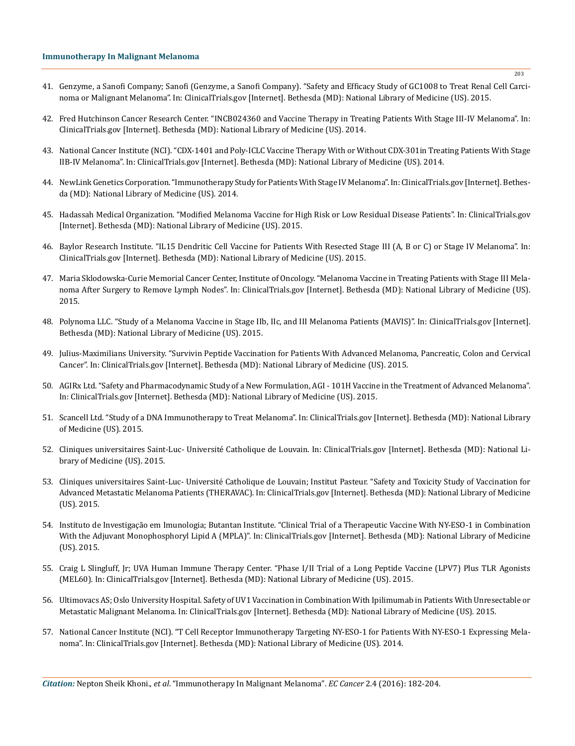41. Genzyme, a Sanofi Company; Sanofi (Genzyme, a Sanofi Company). "Safety and Efficacy Study of GC1008 to Treat Renal Cell Carcinoma or Malignant Melanoma". In: ClinicalTrials.gov [Internet]. Bethesda (MD): National Library of Medicine (US). 2015.

42. Fred Hutchinson Cancer Research Center. "INCB024360 and Vaccine Therapy in Treating Patients With Stage III-IV Melanoma". In: ClinicalTrials.gov [Internet]. Bethesda (MD): National Library of Medicine (US). 2014.

43. National Cancer Institute (NCI). "CDX-1401 and Poly-ICLC Vaccine Therapy With or Without CDX-301in Treating Patients With Stage IIB-IV Melanoma". In: ClinicalTrials.gov [Internet]. Bethesda (MD): National Library of Medicine (US). 2014.

44. NewLink Genetics Corporation. "Immunotherapy Study for Patients With Stage IV Melanoma". In: ClinicalTrials.gov [Internet]. Bethesda (MD): National Library of Medicine (US). 2014.

45. Hadassah Medical Organization. "Modified Melanoma Vaccine for High Risk or Low Residual Disease Patients". In: ClinicalTrials.gov [Internet]. Bethesda (MD): National Library of Medicine (US). 2015.

46. Baylor Research Institute. "IL15 Dendritic Cell Vaccine for Patients With Resected Stage III (A, B or C) or Stage IV Melanoma". In: ClinicalTrials.gov [Internet]. Bethesda (MD): National Library of Medicine (US). 2015.

47. Maria Sklodowska-Curie Memorial Cancer Center, Institute of Oncology. "Melanoma Vaccine in Treating Patients with Stage III Melanoma After Surgery to Remove Lymph Nodes". In: ClinicalTrials.gov [Internet]. Bethesda (MD): National Library of Medicine (US). 2015.

48. Polynoma LLC. "Study of a Melanoma Vaccine in Stage IIb, IIc, and III Melanoma Patients (MAVIS)". In: ClinicalTrials.gov [Internet]. Bethesda (MD): National Library of Medicine (US). 2015.

49. Julius-Maximilians University. "Survivin Peptide Vaccination for Patients With Advanced Melanoma, Pancreatic, Colon and Cervical Cancer". In: ClinicalTrials.gov [Internet]. Bethesda (MD): National Library of Medicine (US). 2015.

50. AGIRx Ltd. "Safety and Pharmacodynamic Study of a New Formulation, AGI - 101H Vaccine in the Treatment of Advanced Melanoma". In: ClinicalTrials.gov [Internet]. Bethesda (MD): National Library of Medicine (US). 2015.

51. Scancell Ltd. "Study of a DNA Immunotherapy to Treat Melanoma". In: ClinicalTrials.gov [Internet]. Bethesda (MD): National Library of Medicine (US). 2015.

52. Cliniques universitaires Saint-Luc- Université Catholique de Louvain. In: ClinicalTrials.gov [Internet]. Bethesda (MD): National Library of Medicine (US). 2015.

53. Cliniques universitaires Saint-Luc- Université Catholique de Louvain; Institut Pasteur. "Safety and Toxicity Study of Vaccination for Advanced Metastatic Melanoma Patients (THERAVAC). In: ClinicalTrials.gov [Internet]. Bethesda (MD): National Library of Medicine (US). 2015.

54. Instituto de Investigação em Imunologia; Butantan Institute. "Clinical Trial of a Therapeutic Vaccine With NY-ESO-1 in Combination With the Adjuvant Monophosphoryl Lipid A (MPLA)". In: ClinicalTrials.gov [Internet]. Bethesda (MD): National Library of Medicine (US). 2015.

55. Craig L Slingluff, Jr; UVA Human Immune Therapy Center. "Phase I/II Trial of a Long Peptide Vaccine (LPV7) Plus TLR Agonists (MEL60). In: ClinicalTrials.gov [Internet]. Bethesda (MD): National Library of Medicine (US). 2015.

56. Ultimovacs AS; Oslo University Hospital. Safety of UV1 Vaccination in Combination With Ipilimumab in Patients With Unresectable or Metastatic Malignant Melanoma. In: ClinicalTrials.gov [Internet]. Bethesda (MD): National Library of Medicine (US). 2015.

57. National Cancer Institute (NCI). "T Cell Receptor Immunotherapy Targeting NY-ESO-1 for Patients With NY-ESO-1 Expressing Melanoma". In: ClinicalTrials.gov [Internet]. Bethesda (MD): National Library of Medicine (US). 2014.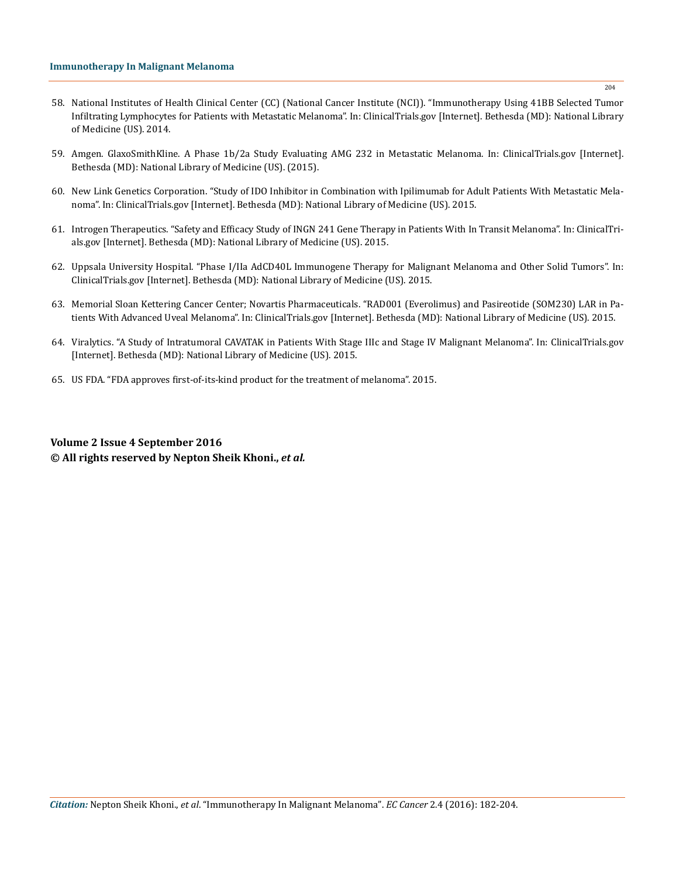58. National Institutes of Health Clinical Center (CC) (National Cancer Institute (NCI)). "Immunotherapy Using 41BB Selected Tumor Infiltrating Lymphocytes for Patients with Metastatic Melanoma". In: ClinicalTrials.gov [Internet]. Bethesda (MD): National Library of Medicine (US). 2014.

59. Amgen. GlaxoSmithKline. A Phase 1b/2a Study Evaluating AMG 232 in Metastatic Melanoma. In: ClinicalTrials.gov [Internet]. Bethesda (MD): National Library of Medicine (US). (2015).

60. New Link Genetics Corporation. "Study of IDO Inhibitor in Combination with Ipilimumab for Adult Patients With Metastatic Melanoma". In: ClinicalTrials.gov [Internet]. Bethesda (MD): National Library of Medicine (US). 2015.

61. Introgen Therapeutics. "Safety and Efficacy Study of INGN 241 Gene Therapy in Patients With In Transit Melanoma". In: ClinicalTrials.gov [Internet]. Bethesda (MD): National Library of Medicine (US). 2015.

62. Uppsala University Hospital. "Phase I/IIa AdCD40L Immunogene Therapy for Malignant Melanoma and Other Solid Tumors". In: ClinicalTrials.gov [Internet]. Bethesda (MD): National Library of Medicine (US). 2015.

63. Memorial Sloan Kettering Cancer Center; Novartis Pharmaceuticals. "RAD001 (Everolimus) and Pasireotide (SOM230) LAR in Patients With Advanced Uveal Melanoma". In: ClinicalTrials.gov [Internet]. Bethesda (MD): National Library of Medicine (US). 2015.

64. Viralytics. "A Study of Intratumoral CAVATAK in Patients With Stage IIIc and Stage IV Malignant Melanoma". In: ClinicalTrials.gov [Internet]. Bethesda (MD): National Library of Medicine (US). 2015.

65. US FDA. "FDA approves first-of-its-kind product for the treatment of melanoma". 2015.

**Volume 2 Issue 4 September 2016**
**© All rights reserved by Nepton Sheik Khoni., *et al.***